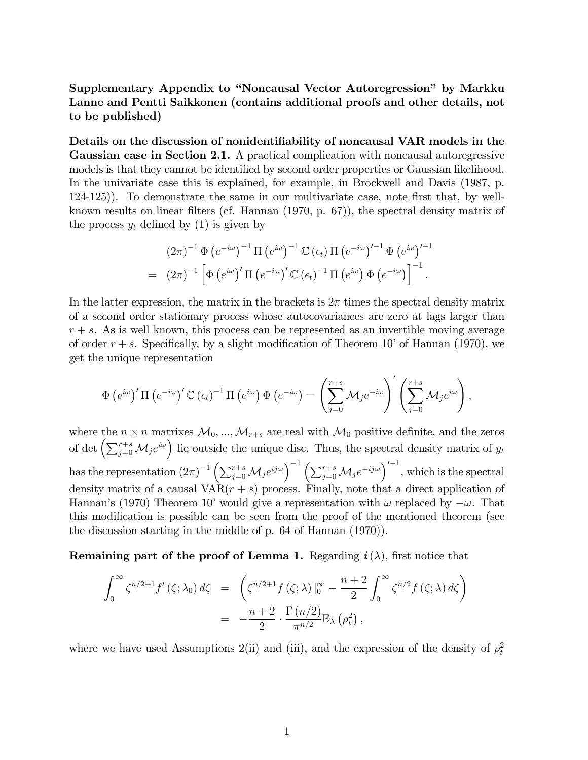**Supplementary Appendix to "Noncausal Vector Autoregression" by Markku Lanne and Pentti Saikkonen (contains additional proofs and other details, not to be published)**

**Details on the discussion of nonidentifiability of noncausal VAR models in the Gaussian case in Section 2.1.** A practical complication with noncausal autoregressive models is that they cannot be identified by second order properties or Gaussian likelihood. In the univariate case this is explained, for example, in Brockwell and Davis (1987, p. 124-125)). To demonstrate the same in our multivariate case, note first that, by well-known results on linear filters (cf. Hannan (1970, p. 67)), the spectral density matrix of the process $y_t$ defined by (1) is given by

$$
\begin{aligned}
& (2\pi)^{-1} \Phi\left(e^{-i\omega}\right)^{-1} \Pi\left(e^{i\omega}\right)^{-1} \mathbb{C}\left(\epsilon_t\right) \Pi\left(e^{-i\omega}\right)'^{-1} \Phi\left(e^{i\omega}\right)'^{-1} \\
= \; & (2\pi)^{-1} \left[ \Phi\left(e^{i\omega}\right)' \Pi\left(e^{-i\omega}\right)' \mathbb{C}\left(\epsilon_t\right)^{-1} \Pi\left(e^{i\omega}\right) \Phi\left(e^{-i\omega}\right) \right]^{-1}.
\end{aligned}
$$

In the latter expression, the matrix in the brackets is $2\pi$ times the spectral density matrix of a second order stationary process whose autocovariances are zero at lags larger than $r+s$. As is well known, this process can be represented as an invertible moving average of order $r+s$. Specifically, by a slight modification of Theorem 10' of Hannan (1970), we get the unique representation

$$
\Phi\left(e^{i\omega}\right)' \Pi\left(e^{-i\omega}\right)' \mathbb{C}\left(\epsilon_t\right)^{-1} \Pi\left(e^{i\omega}\right) \Phi\left(e^{-i\omega}\right) = \left( \sum_{j=0}^{r+s} \mathcal{M}_j e^{-i\omega} \right)' \left( \sum_{j=0}^{r+s} \mathcal{M}_j e^{i\omega} \right),
$$

where the $n \times n$ matrixes $\mathcal{M}_0, ..., \mathcal{M}_{r+s}$ are real with $\mathcal{M}_0$ positive definite, and the zeros of $\det\left(\sum_{j=0}^{r+s} \mathcal{M}_j e^{i\omega}\right)$ lie outside the unique disc. Thus, the spectral density matrix of $y_t$ has the representation $(2\pi)^{-1} \left(\sum_{j=0}^{r+s} \mathcal{M}_j e^{ij\omega}\right)^{-1} \left(\sum_{j=0}^{r+s} \mathcal{M}_j e^{-ij\omega}\right)'^{-1}$, which is the spectral density matrix of a causal VAR$(r+s)$ process. Finally, note that a direct application of Hannan's (1970) Theorem 10' would give a representation with $\omega$ replaced by $-\omega$. That this modification is possible can be seen from the proof of the mentioned theorem (see the discussion starting in the middle of p. 64 of Hannan (1970)).

**Remaining part of the proof of Lemma 1.** Regarding $\boldsymbol{i}(\lambda)$, first notice that

$$
\begin{aligned}
\int_0^\infty \zeta^{n/2+1} f'\left(\zeta; \lambda_0\right) d\zeta &= \left( \zeta^{n/2+1} f\left(\zeta; \lambda\right)|_0^\infty - \frac{n+2}{2} \int_0^\infty \zeta^{n/2} f\left(\zeta; \lambda\right) d\zeta \right) \\
&= -\frac{n+2}{2} \cdot \frac{\Gamma\left(n/2\right)}{\pi^{n/2}} \mathbb{E}_\lambda\left(\rho_t^2\right),
\end{aligned}
$$

where we have used Assumptions 2(ii) and (iii), and the expression of the density of $\rho_t^2$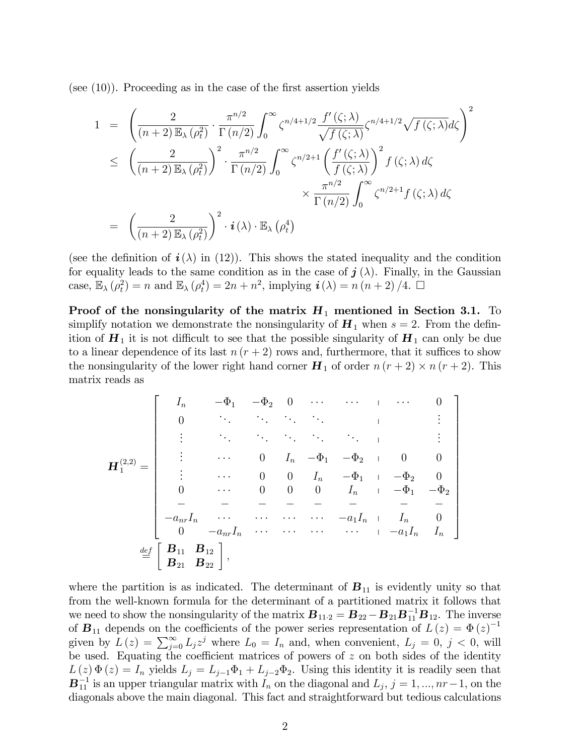(see (10)). Proceeding as in the case of the first assertion yields

$$
\begin{aligned}
1 &= \left( \frac{2}{(n+2)\,\mathbb{E}_{\lambda}(\rho_t^2)} \cdot \frac{\pi^{n/2}}{\Gamma(n/2)} \int_0^{\infty} \zeta^{n/4+1/2} \frac{f'(\zeta;\lambda)}{\sqrt{f(\zeta;\lambda)}} \zeta^{n/4+1/2} \sqrt{f(\zeta;\lambda)} d\zeta \right)^2 \\
&\leq \left( \frac{2}{(n+2)\,\mathbb{E}_{\lambda}(\rho_t^2)} \right)^2 \cdot \frac{\pi^{n/2}}{\Gamma(n/2)} \int_0^{\infty} \zeta^{n/2+1} \left( \frac{f'(\zeta;\lambda)}{f(\zeta;\lambda)} \right)^2 f(\zeta;\lambda)\, d\zeta \\
&\qquad\qquad \times \frac{\pi^{n/2}}{\Gamma(n/2)} \int_0^{\infty} \zeta^{n/2+1} f(\zeta;\lambda)\, d\zeta \\
&= \left( \frac{2}{(n+2)\,\mathbb{E}_{\lambda}(\rho_t^2)} \right)^2 \cdot \boldsymbol{i}(\lambda) \cdot \mathbb{E}_{\lambda}(\rho_t^4)
\end{aligned}
$$

(see the definition of $\boldsymbol{i}(\lambda)$ in (12)). This shows the stated inequality and the condition for equality leads to the same condition as in the case of $\boldsymbol{j}(\lambda)$. Finally, in the Gaussian case, $\mathbb{E}_{\lambda}(\rho_t^2) = n$ and $\mathbb{E}_{\lambda}(\rho_t^4) = 2n + n^2$, implying $\boldsymbol{i}(\lambda) = n(n+2)/4$. □

**Proof of the nonsingularity of the matrix $\boldsymbol{H}_1$ mentioned in Section 3.1.** To simplify notation we demonstrate the nonsingularity of $\boldsymbol{H}_1$ when $s = 2$. From the definition of $\boldsymbol{H}_1$ it is not difficult to see that the possible singularity of $\boldsymbol{H}_1$ can only be due to a linear dependence of its last $n(r+2)$ rows and, furthermore, that it suffices to show the nonsingularity of the lower right hand corner $\boldsymbol{H}_1$ of order $n(r+2) \times n(r+2)$. This matrix reads as

$$
\boldsymbol{H}_1^{(2,2)} = \left[ \begin{array}{cccccc|cc}
I_n & -\Phi_1 & -\Phi_2 & 0 & \cdots & \cdots & \cdots & 0 \\
0 & \ddots & \ddots & \ddots & \ddots & & & \vdots \\
\vdots & \ddots & \ddots & \ddots & \ddots & \ddots & & \vdots \\
\vdots & \cdots & 0 & I_n & -\Phi_1 & -\Phi_2 & 0 & 0 \\
\vdots & \cdots & 0 & 0 & I_n & -\Phi_1 & -\Phi_2 & 0 \\
0 & \cdots & 0 & 0 & 0 & I_n & -\Phi_1 & -\Phi_2 \\
\hline
-a_{nr} I_n & \cdots & \cdots & \cdots & \cdots & -a_1 I_n & I_n & 0 \\
0 & -a_{nr} I_n & \cdots & \cdots & \cdots & \cdots & -a_1 I_n & I_n
\end{array} \right]
\overset{def}{=} \left[ \begin{array}{cc} \boldsymbol{B}_{11} & \boldsymbol{B}_{12} \\ \boldsymbol{B}_{21} & \boldsymbol{B}_{22} \end{array} \right],
$$

where the partition is as indicated. The determinant of $\boldsymbol{B}_{11}$ is evidently unity so that from the well-known formula for the determinant of a partitioned matrix it follows that we need to show the nonsingularity of the matrix $\boldsymbol{B}_{11\cdot 2} = \boldsymbol{B}_{22} - \boldsymbol{B}_{21}\boldsymbol{B}_{11}^{-1}\boldsymbol{B}_{12}$. The inverse of $\boldsymbol{B}_{11}$ depends on the coefficients of the power series representation of $L(z) = \Phi(z)^{-1}$ given by $L(z) = \sum_{j=0}^{\infty} L_j z^j$ where $L_0 = I_n$ and, when convenient, $L_j = 0$, $j < 0$, will be used. Equating the coefficient matrices of powers of $z$ on both sides of the identity $L(z)\Phi(z) = I_n$ yields $L_j = L_{j-1}\Phi_1 + L_{j-2}\Phi_2$. Using this identity it is readily seen that $\boldsymbol{B}_{11}^{-1}$ is an upper triangular matrix with $I_n$ on the diagonal and $L_j$, $j = 1, ..., nr-1$, on the diagonals above the main diagonal. This fact and straightforward but tedious calculations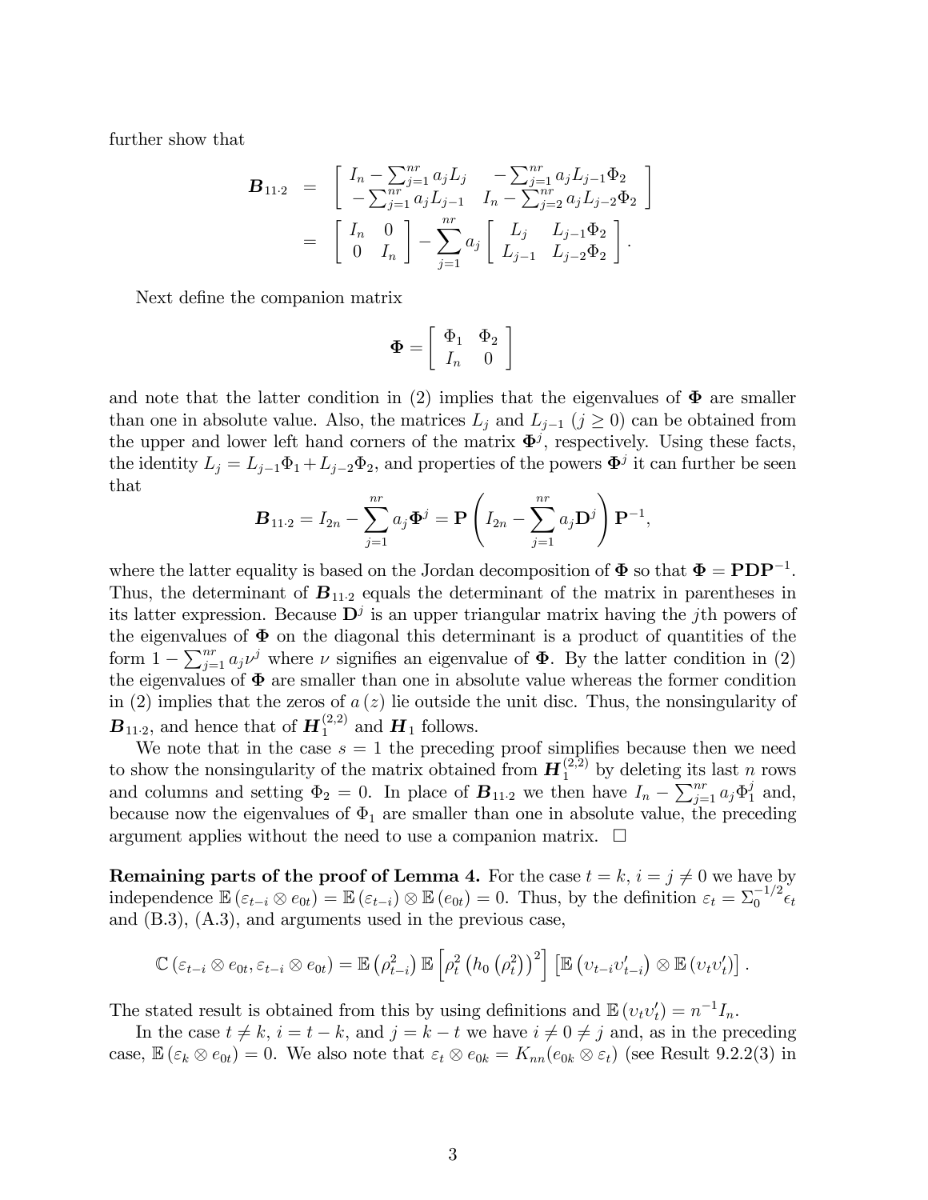further show that

$$
\begin{aligned}
\boldsymbol{B}_{11\cdot 2} &= \left[\begin{array}{cc} I_n - \sum_{j=1}^{nr} a_j L_j & -\sum_{j=1}^{nr} a_j L_{j-1}\Phi_2 \\ -\sum_{j=1}^{nr} a_j L_{j-1} & I_n - \sum_{j=2}^{nr} a_j L_{j-2}\Phi_2 \end{array}\right] \\
&= \left[\begin{array}{cc} I_n & 0 \\ 0 & I_n \end{array}\right] - \sum_{j=1}^{nr} a_j \left[\begin{array}{cc} L_j & L_{j-1}\Phi_2 \\ L_{j-1} & L_{j-2}\Phi_2 \end{array}\right].
\end{aligned}
$$

Next define the companion matrix

$$
\boldsymbol{\Phi} = \left[\begin{array}{cc} \Phi_1 & \Phi_2 \\ I_n & 0 \end{array}\right]
$$

and note that the latter condition in (2) implies that the eigenvalues of $\boldsymbol{\Phi}$ are smaller than one in absolute value. Also, the matrices $L_j$ and $L_{j-1}$ ($j \geq 0$) can be obtained from the upper and lower left hand corners of the matrix $\boldsymbol{\Phi}^j$, respectively. Using these facts, the identity $L_j = L_{j-1}\Phi_1 + L_{j-2}\Phi_2$, and properties of the powers $\boldsymbol{\Phi}^j$ it can further be seen that

$$
\boldsymbol{B}_{11\cdot 2} = I_{2n} - \sum_{j=1}^{nr} a_j \boldsymbol{\Phi}^j = \mathbf{P}\left(I_{2n} - \sum_{j=1}^{nr} a_j \mathbf{D}^j\right)\mathbf{P}^{-1},
$$

where the latter equality is based on the Jordan decomposition of $\boldsymbol{\Phi}$ so that $\boldsymbol{\Phi} = \mathbf{P}\mathbf{D}\mathbf{P}^{-1}$. Thus, the determinant of $\boldsymbol{B}_{11\cdot 2}$ equals the determinant of the matrix in parentheses in its latter expression. Because $\mathbf{D}^j$ is an upper triangular matrix having the $j$th powers of the eigenvalues of $\boldsymbol{\Phi}$ on the diagonal this determinant is a product of quantities of the form $1 - \sum_{j=1}^{nr} a_j \nu^j$ where $\nu$ signifies an eigenvalue of $\boldsymbol{\Phi}$. By the latter condition in (2) the eigenvalues of $\boldsymbol{\Phi}$ are smaller than one in absolute value whereas the former condition in (2) implies that the zeros of $a(z)$ lie outside the unit disc. Thus, the nonsingularity of $\boldsymbol{B}_{11\cdot 2}$, and hence that of $\boldsymbol{H}_1^{(2,2)}$ and $\boldsymbol{H}_1$ follows.

We note that in the case $s = 1$ the preceding proof simplifies because then we need to show the nonsingularity of the matrix obtained from $\boldsymbol{H}_1^{(2,2)}$ by deleting its last $n$ rows and columns and setting $\Phi_2 = 0$. In place of $\boldsymbol{B}_{11\cdot 2}$ we then have $I_n - \sum_{j=1}^{nr} a_j \Phi_1^j$ and, because now the eigenvalues of $\Phi_1$ are smaller than one in absolute value, the preceding argument applies without the need to use a companion matrix. $\square$

**Remaining parts of the proof of Lemma 4.** For the case $t = k$, $i = j \neq 0$ we have by independence $\mathbb{E}(\varepsilon_{t-i} \otimes e_{0t}) = \mathbb{E}(\varepsilon_{t-i}) \otimes \mathbb{E}(e_{0t}) = 0$. Thus, by the definition $\varepsilon_t = \Sigma_0^{-1/2}\epsilon_t$ and (B.3), (A.3), and arguments used in the previous case,

$$
\mathbb{C}(\varepsilon_{t-i} \otimes e_{0t}, \varepsilon_{t-i} \otimes e_{0t}) = \mathbb{E}\left(\rho_{t-i}^2\right)\mathbb{E}\left[\rho_t^2\left(h_0\left(\rho_t^2\right)\right)^2\right]\left[\mathbb{E}\left(\upsilon_{t-i}\upsilon_{t-i}'\right) \otimes \mathbb{E}\left(\upsilon_t\upsilon_t'\right)\right].
$$

The stated result is obtained from this by using definitions and $\mathbb{E}(\upsilon_t\upsilon_t') = n^{-1}I_n$.

In the case $t \neq k$, $i = t - k$, and $j = k - t$ we have $i \neq 0 \neq j$ and, as in the preceding case, $\mathbb{E}(\varepsilon_k \otimes e_{0t}) = 0$. We also note that $\varepsilon_t \otimes e_{0k} = K_{nn}(e_{0k} \otimes \varepsilon_t)$ (see Result 9.2.2(3) in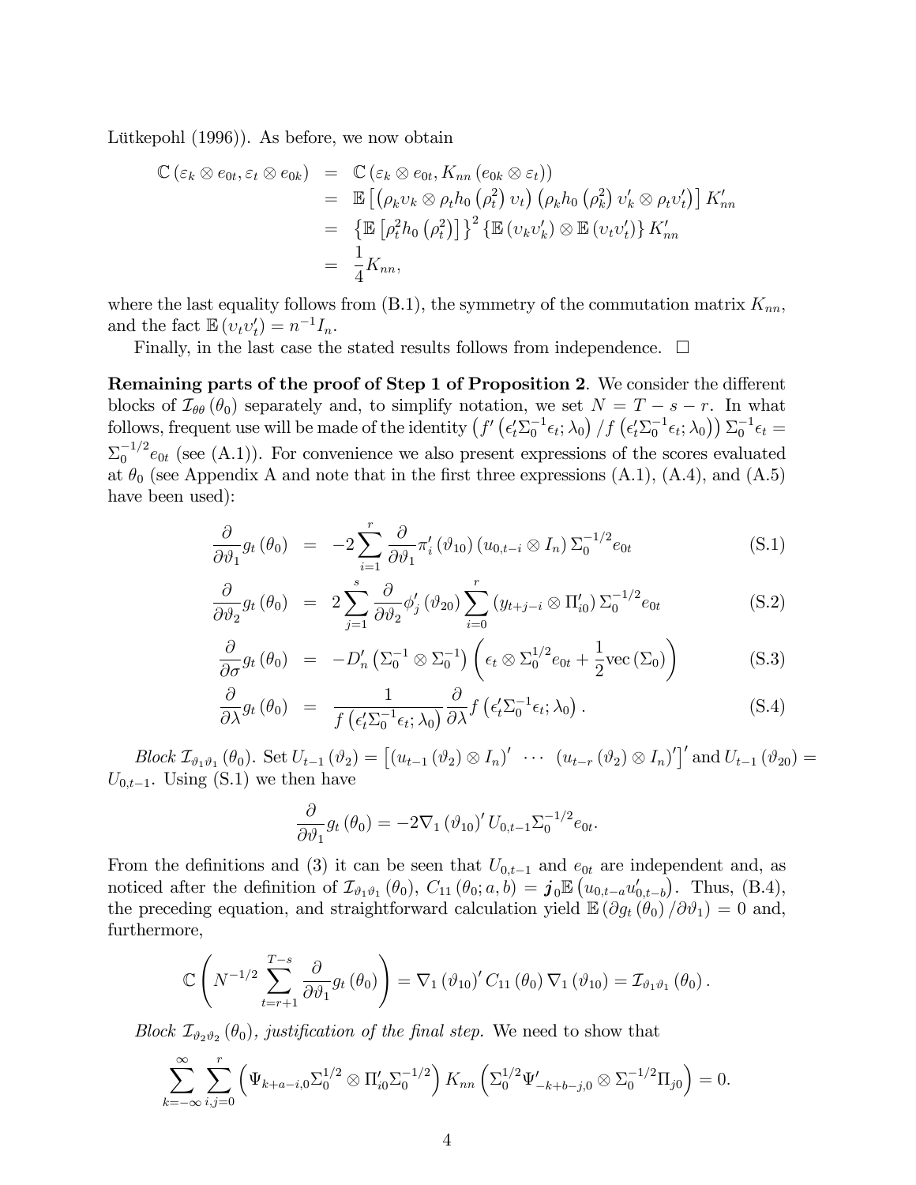Lütkepohl (1996)). As before, we now obtain

$$
\begin{aligned}
\mathbb{C}\left(\varepsilon_k \otimes e_{0t}, \varepsilon_t \otimes e_{0k}\right) &= \mathbb{C}\left(\varepsilon_k \otimes e_{0t}, K_{nn}\left(e_{0k} \otimes \varepsilon_t\right)\right) \\
&= \mathbb{E}\left[\left(\rho_k \upsilon_k \otimes \rho_t h_0\left(\rho_t^2\right) \upsilon_t\right)\left(\rho_k h_0\left(\rho_k^2\right) \upsilon_k' \otimes \rho_t \upsilon_t'\right)\right] K_{nn}' \\
&= \left\{\mathbb{E}\left[\rho_t^2 h_0\left(\rho_t^2\right)\right]\right\}^2 \left\{\mathbb{E}\left(\upsilon_k \upsilon_k'\right) \otimes \mathbb{E}\left(\upsilon_t \upsilon_t'\right)\right\} K_{nn}' \\
&= \frac{1}{4} K_{nn},
\end{aligned}
$$

where the last equality follows from (B.1), the symmetry of the commutation matrix $K_{nn}$, and the fact $\mathbb{E}\left(\upsilon_t \upsilon_t'\right) = n^{-1} I_n$.

Finally, in the last case the stated results follows from independence. $\square$

**Remaining parts of the proof of Step 1 of Proposition 2**. We consider the different blocks of $\mathcal{I}_{\theta\theta}\left(\theta_0\right)$ separately and, to simplify notation, we set $N = T - s - r$. In what follows, frequent use will be made of the identity $\left(f'\left(\epsilon_t' \Sigma_0^{-1} \epsilon_t; \lambda_0\right) / f\left(\epsilon_t' \Sigma_0^{-1} \epsilon_t; \lambda_0\right)\right) \Sigma_0^{-1} \epsilon_t = \Sigma_0^{-1/2} e_{0t}$ (see (A.1)). For convenience we also present expressions of the scores evaluated at $\theta_0$ (see Appendix A and note that in the first three expressions (A.1), (A.4), and (A.5) have been used):

$$
\frac{\partial}{\partial \vartheta_1} g_t\left(\theta_0\right) = -2 \sum_{i=1}^{r} \frac{\partial}{\partial \vartheta_1} \pi_i'\left(\vartheta_{10}\right)\left(u_{0,t-i} \otimes I_n\right) \Sigma_0^{-1/2} e_{0t} \tag{S.1}
$$

$$
\frac{\partial}{\partial \vartheta_2} g_t\left(\theta_0\right) = 2 \sum_{j=1}^{s} \frac{\partial}{\partial \vartheta_2} \phi_j'\left(\vartheta_{20}\right) \sum_{i=0}^{r}\left(y_{t+j-i} \otimes \Pi_{i0}'\right) \Sigma_0^{-1/2} e_{0t} \tag{S.2}
$$

$$
\frac{\partial}{\partial \sigma} g_t\left(\theta_0\right) = -D_n'\left(\Sigma_0^{-1} \otimes \Sigma_0^{-1}\right)\left(\epsilon_t \otimes \Sigma_0^{1/2} e_{0t} + \frac{1}{2} \operatorname{vec}\left(\Sigma_0\right)\right) \tag{S.3}
$$

$$
\frac{\partial}{\partial \lambda} g_t\left(\theta_0\right) = \frac{1}{f\left(\epsilon_t' \Sigma_0^{-1} \epsilon_t; \lambda_0\right)} \frac{\partial}{\partial \lambda} f\left(\epsilon_t' \Sigma_0^{-1} \epsilon_t; \lambda_0\right). \tag{S.4}
$$

*Block* $\mathcal{I}_{\vartheta_1\vartheta_1}\left(\theta_0\right)$. Set $U_{t-1}\left(\vartheta_2\right) = \left[\left(u_{t-1}\left(\vartheta_2\right) \otimes I_n\right)' \ \cdots \ \left(u_{t-r}\left(\vartheta_2\right) \otimes I_n\right)'\right]'$ and $U_{t-1}\left(\vartheta_{20}\right) = U_{0,t-1}$. Using (S.1) we then have

$$
\frac{\partial}{\partial \vartheta_1} g_t\left(\theta_0\right) = -2 \nabla_1\left(\vartheta_{10}\right)' U_{0,t-1} \Sigma_0^{-1/2} e_{0t}.
$$

From the definitions and (3) it can be seen that $U_{0,t-1}$ and $e_{0t}$ are independent and, as noticed after the definition of $\mathcal{I}_{\vartheta_1\vartheta_1}\left(\theta_0\right)$, $C_{11}\left(\theta_0; a, b\right) = \boldsymbol{j}_0 \mathbb{E}\left(u_{0,t-a} u_{0,t-b}'\right)$. Thus, (B.4), the preceding equation, and straightforward calculation yield $\mathbb{E}\left(\partial g_t\left(\theta_0\right) / \partial \vartheta_1\right) = 0$ and, furthermore,

$$
\mathbb{C}\left(N^{-1/2} \sum_{t=r+1}^{T-s} \frac{\partial}{\partial \vartheta_1} g_t\left(\theta_0\right)\right) = \nabla_1\left(\vartheta_{10}\right)' C_{11}\left(\theta_0\right) \nabla_1\left(\vartheta_{10}\right) = \mathcal{I}_{\vartheta_1\vartheta_1}\left(\theta_0\right).
$$

*Block* $\mathcal{I}_{\vartheta_2\vartheta_2}\left(\theta_0\right)$*, justification of the final step.* We need to show that

$$
\sum_{k=-\infty}^{\infty} \sum_{i,j=0}^{r}\left(\Psi_{k+a-i,0} \Sigma_0^{1/2} \otimes \Pi_{i0}' \Sigma_0^{-1/2}\right) K_{nn}\left(\Sigma_0^{1/2} \Psi_{-k+b-j,0}' \otimes \Sigma_0^{-1/2} \Pi_{j0}\right) = 0.
$$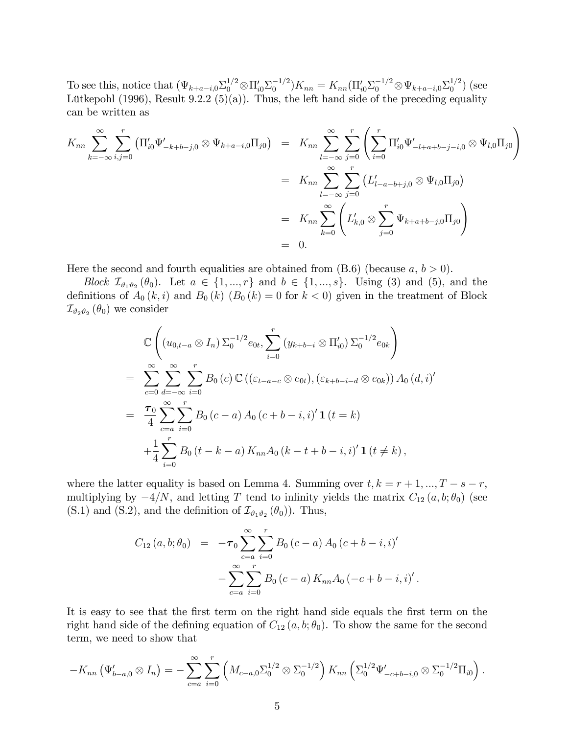To see this, notice that $(\Psi_{k+a-i,0}\Sigma_0^{1/2}\otimes\Pi'_{i0}\Sigma_0^{-1/2})K_{nn} = K_{nn}(\Pi'_{i0}\Sigma_0^{-1/2}\otimes\Psi_{k+a-i,0}\Sigma_0^{1/2})$ (see Lütkepohl (1996), Result 9.2.2 (5)(a)). Thus, the left hand side of the preceding equality can be written as

$$
\begin{aligned}
K_{nn}\sum_{k=-\infty}^{\infty}\sum_{i,j=0}^{r}\left(\Pi'_{i0}\Psi'_{-k+b-j,0}\otimes\Psi_{k+a-i,0}\Pi_{j0}\right) &= K_{nn}\sum_{l=-\infty}^{\infty}\sum_{j=0}^{r}\left(\sum_{i=0}^{r}\Pi'_{i0}\Psi'_{-l+a+b-j-i,0}\otimes\Psi_{l,0}\Pi_{j0}\right) \\
&= K_{nn}\sum_{l=-\infty}^{\infty}\sum_{j=0}^{r}\left(L'_{l-a-b+j,0}\otimes\Psi_{l,0}\Pi_{j0}\right) \\
&= K_{nn}\sum_{k=0}^{\infty}\left(L'_{k,0}\otimes\sum_{j=0}^{r}\Psi_{k+a+b-j,0}\Pi_{j0}\right) \\
&= 0.
\end{aligned}
$$

Here the second and fourth equalities are obtained from (B.6) (because $a,\, b>0$).

*Block* $\mathcal{I}_{\vartheta_1\vartheta_2}(\theta_0)$. Let $a\in\{1,...,r\}$ and $b\in\{1,...,s\}$. Using (3) and (5), and the definitions of $A_0(k,i)$ and $B_0(k)$ ($B_0(k)=0$ for $k<0$) given in the treatment of Block $\mathcal{I}_{\vartheta_2\vartheta_2}(\theta_0)$ we consider

$$
\begin{aligned}
&\mathbb{C}\left((u_{0,t-a}\otimes I_n)\,\Sigma_0^{-1/2}e_{0t},\sum_{i=0}^{r}(y_{k+b-i}\otimes\Pi'_{i0})\,\Sigma_0^{-1/2}e_{0k}\right) \\
=\;& \sum_{c=0}^{\infty}\sum_{d=-\infty}^{\infty}\sum_{i=0}^{r}B_0(c)\,\mathbb{C}\left((\varepsilon_{t-a-c}\otimes e_{0t}),(\varepsilon_{k+b-i-d}\otimes e_{0k})\right)A_0(d,i)' \\
=\;& \frac{\boldsymbol{\tau}_0}{4}\sum_{c=a}^{\infty}\sum_{i=0}^{r}B_0(c-a)\,A_0(c+b-i,i)'\,\mathbf{1}(t=k) \\
&+\frac{1}{4}\sum_{i=0}^{r}B_0(t-k-a)\,K_{nn}A_0(k-t+b-i,i)'\,\mathbf{1}(t\neq k),
\end{aligned}
$$

where the latter equality is based on Lemma 4. Summing over $t,k=r+1,...,T-s-r$, multiplying by $-4/N$, and letting $T$ tend to infinity yields the matrix $C_{12}(a,b;\theta_0)$ (see (S.1) and (S.2), and the definition of $\mathcal{I}_{\vartheta_1\vartheta_2}(\theta_0)$). Thus,

$$
\begin{aligned}
C_{12}(a,b;\theta_0) &= -\boldsymbol{\tau}_0\sum_{c=a}^{\infty}\sum_{i=0}^{r}B_0(c-a)\,A_0(c+b-i,i)' \\
&\quad -\sum_{c=a}^{\infty}\sum_{i=0}^{r}B_0(c-a)\,K_{nn}A_0(-c+b-i,i)'.
\end{aligned}
$$

It is easy to see that the first term on the right hand side equals the first term on the right hand side of the defining equation of $C_{12}(a,b;\theta_0)$. To show the same for the second term, we need to show that

$$
-K_{nn}\left(\Psi'_{b-a,0}\otimes I_n\right) = -\sum_{c=a}^{\infty}\sum_{i=0}^{r}\left(M_{c-a,0}\Sigma_0^{1/2}\otimes\Sigma_0^{-1/2}\right)K_{nn}\left(\Sigma_0^{1/2}\Psi'_{-c+b-i,0}\otimes\Sigma_0^{-1/2}\Pi_{i0}\right).
$$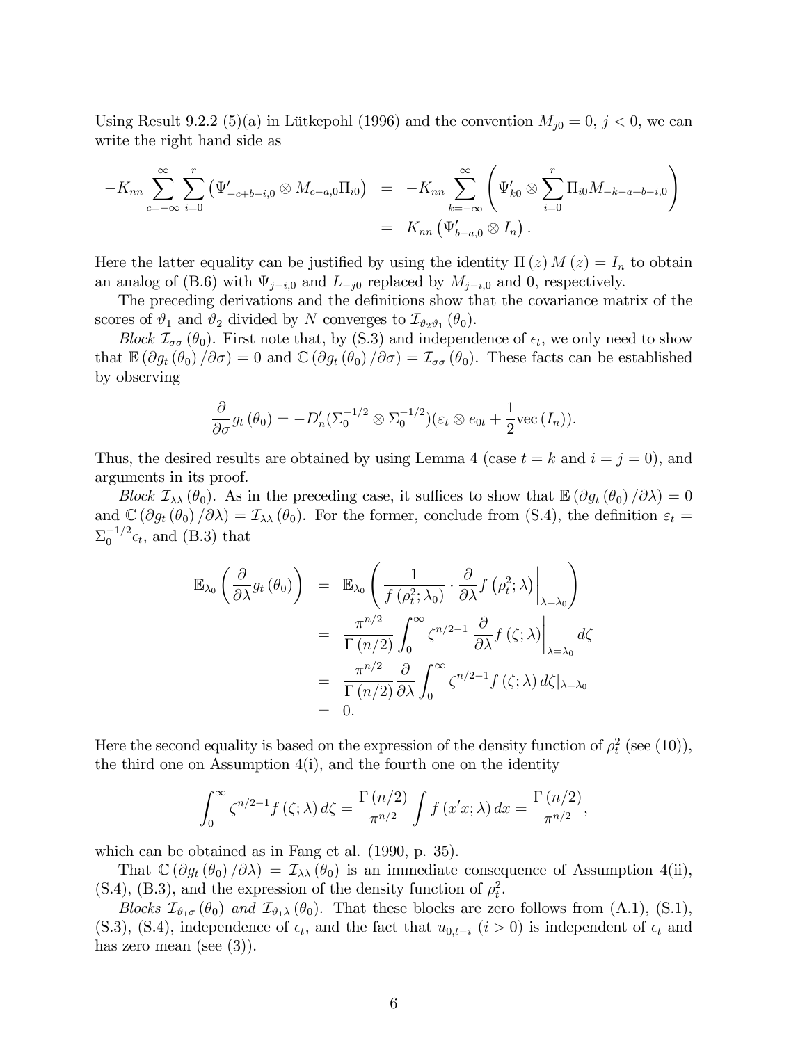Using Result 9.2.2 (5)(a) in Lütkepohl (1996) and the convention $M_{j0} = 0$, $j < 0$, we can write the right hand side as

$$
\begin{aligned}
-K_{nn} \sum_{c=-\infty}^{\infty} \sum_{i=0}^{r} \left( \Psi'_{-c+b-i,0} \otimes M_{c-a,0} \Pi_{i0} \right) &= -K_{nn} \sum_{k=-\infty}^{\infty} \left( \Psi'_{k0} \otimes \sum_{i=0}^{r} \Pi_{i0} M_{-k-a+b-i,0} \right) \\
&= K_{nn} \left( \Psi'_{b-a,0} \otimes I_n \right).
\end{aligned}
$$

Here the latter equality can be justified by using the identity $\Pi(z) M(z) = I_n$ to obtain an analog of (B.6) with $\Psi_{j-i,0}$ and $L_{-j0}$ replaced by $M_{j-i,0}$ and 0, respectively.

The preceding derivations and the definitions show that the covariance matrix of the scores of $\vartheta_1$ and $\vartheta_2$ divided by $N$ converges to $\mathcal{I}_{\vartheta_2 \vartheta_1}(\theta_0)$.

*Block* $\mathcal{I}_{\sigma\sigma}(\theta_0)$. First note that, by (S.3) and independence of $\epsilon_t$, we only need to show that $\mathbb{E}(\partial g_t(\theta_0)/\partial\sigma) = 0$ and $\mathbb{C}(\partial g_t(\theta_0)/\partial\sigma) = \mathcal{I}_{\sigma\sigma}(\theta_0)$. These facts can be established by observing

$$
\frac{\partial}{\partial \sigma} g_t(\theta_0) = -D'_n (\Sigma_0^{-1/2} \otimes \Sigma_0^{-1/2})(\varepsilon_t \otimes e_{0t} + \frac{1}{2}\mathrm{vec}(I_n)).
$$

Thus, the desired results are obtained by using Lemma 4 (case $t = k$ and $i = j = 0$), and arguments in its proof.

*Block* $\mathcal{I}_{\lambda\lambda}(\theta_0)$. As in the preceding case, it suffices to show that $\mathbb{E}(\partial g_t(\theta_0)/\partial\lambda) = 0$ and $\mathbb{C}(\partial g_t(\theta_0)/\partial\lambda) = \mathcal{I}_{\lambda\lambda}(\theta_0)$. For the former, conclude from (S.4), the definition $\varepsilon_t = \Sigma_0^{-1/2}\epsilon_t$, and (B.3) that

$$
\begin{aligned}
\mathbb{E}_{\lambda_0}\left( \frac{\partial}{\partial\lambda} g_t(\theta_0) \right) &= \mathbb{E}_{\lambda_0}\left( \frac{1}{f(\rho_t^2;\lambda_0)} \cdot \frac{\partial}{\partial\lambda} f(\rho_t^2;\lambda) \Big|_{\lambda=\lambda_0} \right) \\
&= \frac{\pi^{n/2}}{\Gamma(n/2)} \int_0^\infty \zeta^{n/2-1} \frac{\partial}{\partial\lambda} f(\zeta;\lambda) \Big|_{\lambda=\lambda_0} d\zeta \\
&= \frac{\pi^{n/2}}{\Gamma(n/2)} \frac{\partial}{\partial\lambda} \int_0^\infty \zeta^{n/2-1} f(\zeta;\lambda)\, d\zeta |_{\lambda=\lambda_0} \\
&= 0.
\end{aligned}
$$

Here the second equality is based on the expression of the density function of $\rho_t^2$ (see (10)), the third one on Assumption 4(i), and the fourth one on the identity

$$
\int_0^\infty \zeta^{n/2-1} f(\zeta;\lambda)\, d\zeta = \frac{\Gamma(n/2)}{\pi^{n/2}} \int f(x'x;\lambda)\, dx = \frac{\Gamma(n/2)}{\pi^{n/2}},
$$

which can be obtained as in Fang et al. (1990, p. 35).

That $\mathbb{C}(\partial g_t(\theta_0)/\partial\lambda) = \mathcal{I}_{\lambda\lambda}(\theta_0)$ is an immediate consequence of Assumption 4(ii), (S.4), (B.3), and the expression of the density function of $\rho_t^2$.

*Blocks* $\mathcal{I}_{\vartheta_1\sigma}(\theta_0)$ *and* $\mathcal{I}_{\vartheta_1\lambda}(\theta_0)$. That these blocks are zero follows from (A.1), (S.1), (S.3), (S.4), independence of $\epsilon_t$, and the fact that $u_{0,t-i}$ $(i > 0)$ is independent of $\epsilon_t$ and has zero mean (see (3)).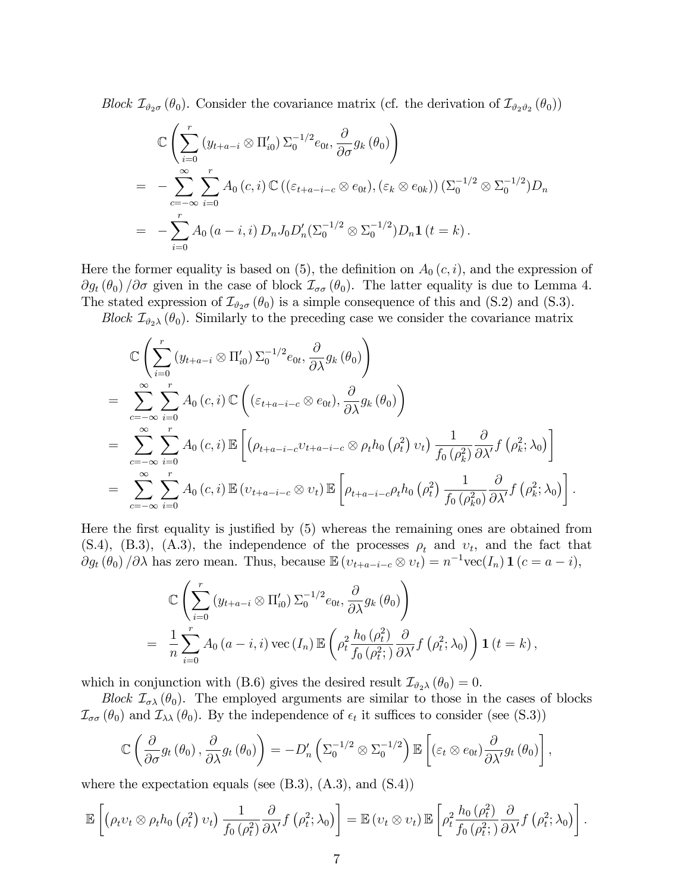*Block* $\mathcal{I}_{\vartheta_2\sigma}(\theta_0)$. Consider the covariance matrix (cf. the derivation of $\mathcal{I}_{\vartheta_2\vartheta_2}(\theta_0)$)

$$
\begin{aligned}
& \mathbb{C}\left(\sum_{i=0}^{r}\left(y_{t+a-i}\otimes\Pi_{i0}'\right)\Sigma_0^{-1/2}e_{0t},\frac{\partial}{\partial\sigma}g_k\left(\theta_0\right)\right) \\
= & -\sum_{c=-\infty}^{\infty}\sum_{i=0}^{r}A_0\left(c,i\right)\mathbb{C}\left(\left(\varepsilon_{t+a-i-c}\otimes e_{0t}\right),\left(\varepsilon_k\otimes e_{0k}\right)\right)\left(\Sigma_0^{-1/2}\otimes\Sigma_0^{-1/2}\right)D_n \\
= & -\sum_{i=0}^{r}A_0\left(a-i,i\right)D_nJ_0D_n'\left(\Sigma_0^{-1/2}\otimes\Sigma_0^{-1/2}\right)D_n\mathbf{1}\left(t=k\right).
\end{aligned}
$$

Here the former equality is based on (5), the definition on $A_0(c,i)$, and the expression of $\partial g_t(\theta_0)/\partial\sigma$ given in the case of block $\mathcal{I}_{\sigma\sigma}(\theta_0)$. The latter equality is due to Lemma 4. The stated expression of $\mathcal{I}_{\vartheta_2\sigma}(\theta_0)$ is a simple consequence of this and (S.2) and (S.3).

*Block* $\mathcal{I}_{\vartheta_2\lambda}(\theta_0)$. Similarly to the preceding case we consider the covariance matrix

$$
\begin{aligned}
& \mathbb{C}\left(\sum_{i=0}^{r}\left(y_{t+a-i}\otimes\Pi_{i0}'\right)\Sigma_0^{-1/2}e_{0t},\frac{\partial}{\partial\lambda}g_k\left(\theta_0\right)\right) \\
= & \sum_{c=-\infty}^{\infty}\sum_{i=0}^{r}A_0\left(c,i\right)\mathbb{C}\left(\left(\varepsilon_{t+a-i-c}\otimes e_{0t}\right),\frac{\partial}{\partial\lambda}g_k\left(\theta_0\right)\right) \\
= & \sum_{c=-\infty}^{\infty}\sum_{i=0}^{r}A_0\left(c,i\right)\mathbb{E}\left[\left(\rho_{t+a-i-c}\upsilon_{t+a-i-c}\otimes\rho_th_0\left(\rho_t^2\right)\upsilon_t\right)\frac{1}{f_0\left(\rho_k^2\right)}\frac{\partial}{\partial\lambda'}f\left(\rho_k^2;\lambda_0\right)\right] \\
= & \sum_{c=-\infty}^{\infty}\sum_{i=0}^{r}A_0\left(c,i\right)\mathbb{E}\left(\upsilon_{t+a-i-c}\otimes\upsilon_t\right)\mathbb{E}\left[\rho_{t+a-i-c}\rho_th_0\left(\rho_t^2\right)\frac{1}{f_0\left(\rho_{k0}^2\right)}\frac{\partial}{\partial\lambda'}f\left(\rho_k^2;\lambda_0\right)\right].
\end{aligned}
$$

Here the first equality is justified by (5) whereas the remaining ones are obtained from (S.4), (B.3), (A.3), the independence of the processes $\rho_t$ and $\upsilon_t$, and the fact that $\partial g_t(\theta_0)/\partial\lambda$ has zero mean. Thus, because $\mathbb{E}\left(\upsilon_{t+a-i-c}\otimes\upsilon_t\right)=n^{-1}\text{vec}(I_n)\mathbf{1}\left(c=a-i\right)$,

$$
\begin{aligned}
& \mathbb{C}\left(\sum_{i=0}^{r}\left(y_{t+a-i}\otimes\Pi_{i0}'\right)\Sigma_0^{-1/2}e_{0t},\frac{\partial}{\partial\lambda}g_k\left(\theta_0\right)\right) \\
= & \frac{1}{n}\sum_{i=0}^{r}A_0\left(a-i,i\right)\text{vec}\left(I_n\right)\mathbb{E}\left(\rho_t^2\frac{h_0\left(\rho_t^2\right)}{f_0\left(\rho_t^2;\right)}\frac{\partial}{\partial\lambda'}f\left(\rho_t^2;\lambda_0\right)\right)\mathbf{1}\left(t=k\right),
\end{aligned}
$$

which in conjunction with (B.6) gives the desired result $\mathcal{I}_{\vartheta_2\lambda}(\theta_0)=0$.

*Block* $\mathcal{I}_{\sigma\lambda}(\theta_0)$. The employed arguments are similar to those in the cases of blocks $\mathcal{I}_{\sigma\sigma}(\theta_0)$ and $\mathcal{I}_{\lambda\lambda}(\theta_0)$. By the independence of $\epsilon_t$ it suffices to consider (see (S.3))

$$
\mathbb{C}\left(\frac{\partial}{\partial\sigma}g_t\left(\theta_0\right),\frac{\partial}{\partial\lambda}g_t\left(\theta_0\right)\right)=-D_n'\left(\Sigma_0^{-1/2}\otimes\Sigma_0^{-1/2}\right)\mathbb{E}\left[\left(\varepsilon_t\otimes e_{0t}\right)\frac{\partial}{\partial\lambda'}g_t\left(\theta_0\right)\right],
$$

where the expectation equals (see (B.3), (A.3), and (S.4))

$$
\mathbb{E}\left[\left(\rho_t\upsilon_t\otimes\rho_th_0\left(\rho_t^2\right)\upsilon_t\right)\frac{1}{f_0\left(\rho_t^2\right)}\frac{\partial}{\partial\lambda'}f\left(\rho_t^2;\lambda_0\right)\right]=\mathbb{E}\left(\upsilon_t\otimes\upsilon_t\right)\mathbb{E}\left[\rho_t^2\frac{h_0\left(\rho_t^2\right)}{f_0\left(\rho_t^2;\right)}\frac{\partial}{\partial\lambda'}f\left(\rho_t^2;\lambda_0\right)\right].
$$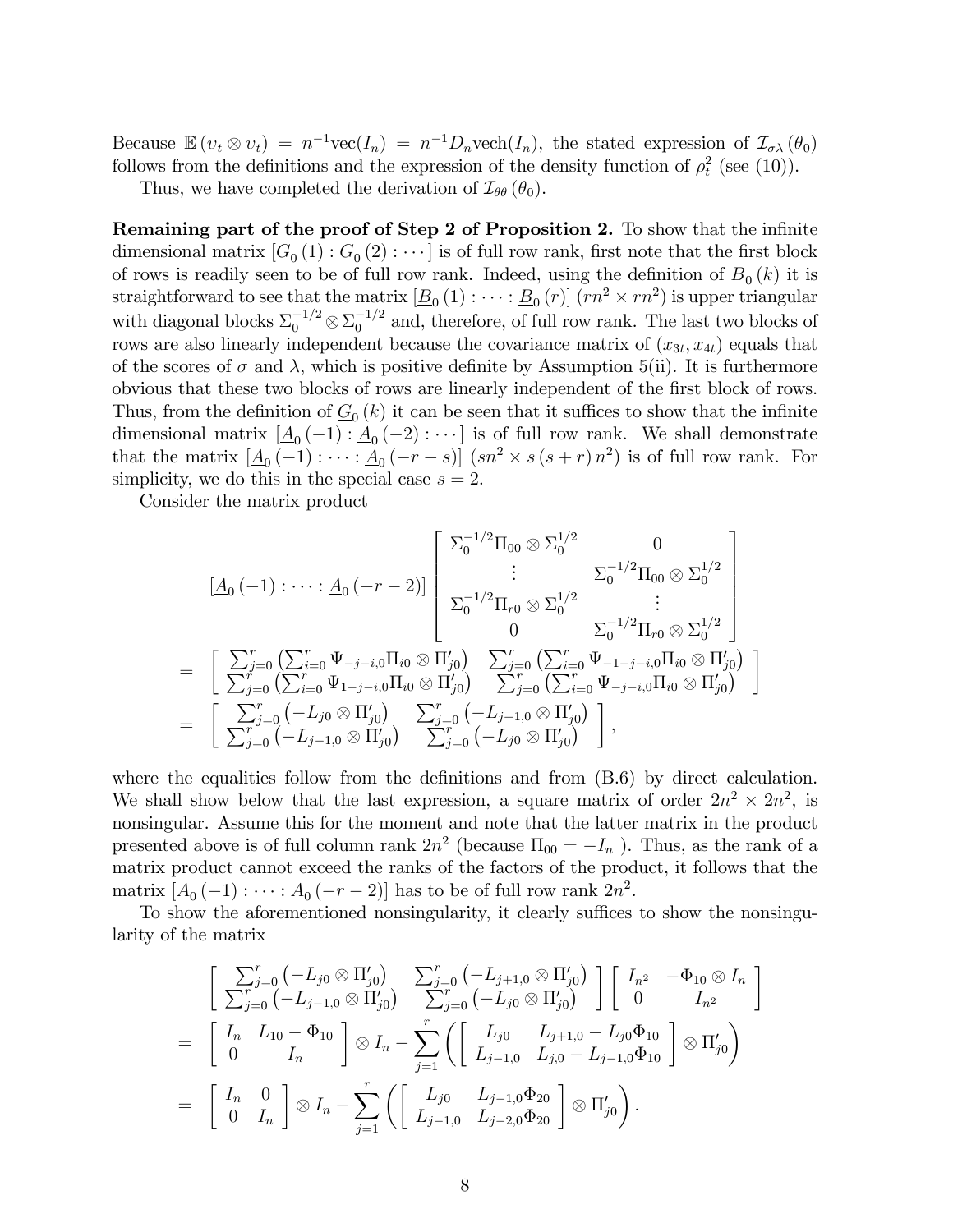Because $\mathbb{E}(\upsilon_t \otimes \upsilon_t) = n^{-1}\text{vec}(I_n) = n^{-1}D_n\text{vech}(I_n)$, the stated expression of $\mathcal{I}_{\sigma\lambda}(\theta_0)$ follows from the definitions and the expression of the density function of $\rho_t^2$ (see (10)).

Thus, we have completed the derivation of $\mathcal{I}_{\theta\theta}(\theta_0)$.

**Remaining part of the proof of Step 2 of Proposition 2.** To show that the infinite dimensional matrix $[\underline{G}_0(1) : \underline{G}_0(2) : \cdots]$ is of full row rank, first note that the first block of rows is readily seen to be of full row rank. Indeed, using the definition of $\underline{B}_0(k)$ it is straightforward to see that the matrix $[\underline{B}_0(1) : \cdots : \underline{B}_0(r)]$ $(rn^2 \times rn^2)$ is upper triangular with diagonal blocks $\Sigma_0^{-1/2} \otimes \Sigma_0^{-1/2}$ and, therefore, of full row rank. The last two blocks of rows are also linearly independent because the covariance matrix of $(x_{3t}, x_{4t})$ equals that of the scores of $\sigma$ and $\lambda$, which is positive definite by Assumption 5(ii). It is furthermore obvious that these two blocks of rows are linearly independent of the first block of rows. Thus, from the definition of $\underline{G}_0(k)$ it can be seen that it suffices to show that the infinite dimensional matrix $[\underline{A}_0(-1) : \underline{A}_0(-2) : \cdots]$ is of full row rank. We shall demonstrate that the matrix $[\underline{A}_0(-1) : \cdots : \underline{A}_0(-r-s)]$ $(sn^2 \times s(s+r)n^2)$ is of full row rank. For simplicity, we do this in the special case $s = 2$.

Consider the matrix product

$$
\begin{aligned}
&[\underline{A}_0(-1) : \cdots : \underline{A}_0(-r-2)]
\begin{bmatrix}
\Sigma_0^{-1/2}\Pi_{00} \otimes \Sigma_0^{1/2} & 0 \\
\vdots & \Sigma_0^{-1/2}\Pi_{00} \otimes \Sigma_0^{1/2} \\
\Sigma_0^{-1/2}\Pi_{r0} \otimes \Sigma_0^{1/2} & \vdots \\
0 & \Sigma_0^{-1/2}\Pi_{r0} \otimes \Sigma_0^{1/2}
\end{bmatrix} \\
&= \begin{bmatrix}
\sum_{j=0}^{r}\left(\sum_{i=0}^{r}\Psi_{-j-i,0}\Pi_{i0} \otimes \Pi_{j0}'\right) & \sum_{j=0}^{r}\left(\sum_{i=0}^{r}\Psi_{-1-j-i,0}\Pi_{i0} \otimes \Pi_{j0}'\right) \\
\sum_{j=0}^{r}\left(\sum_{i=0}^{r}\Psi_{1-j-i,0}\Pi_{i0} \otimes \Pi_{j0}'\right) & \sum_{j=0}^{r}\left(\sum_{i=0}^{r}\Psi_{-j-i,0}\Pi_{i0} \otimes \Pi_{j0}'\right)
\end{bmatrix} \\
&= \begin{bmatrix}
\sum_{j=0}^{r}\left(-L_{j0} \otimes \Pi_{j0}'\right) & \sum_{j=0}^{r}\left(-L_{j+1,0} \otimes \Pi_{j0}'\right) \\
\sum_{j=0}^{r}\left(-L_{j-1,0} \otimes \Pi_{j0}'\right) & \sum_{j=0}^{r}\left(-L_{j0} \otimes \Pi_{j0}'\right)
\end{bmatrix},
\end{aligned}
$$

where the equalities follow from the definitions and from (B.6) by direct calculation. We shall show below that the last expression, a square matrix of order $2n^2 \times 2n^2$, is nonsingular. Assume this for the moment and note that the latter matrix in the product presented above is of full column rank $2n^2$ (because $\Pi_{00} = -I_n$ ). Thus, as the rank of a matrix product cannot exceed the ranks of the factors of the product, it follows that the matrix $[\underline{A}_0(-1) : \cdots : \underline{A}_0(-r-2)]$ has to be of full row rank $2n^2$.

To show the aforementioned nonsingularity, it clearly suffices to show the nonsingularity of the matrix

$$
\begin{aligned}
&\begin{bmatrix}
\sum_{j=0}^{r}\left(-L_{j0} \otimes \Pi_{j0}'\right) & \sum_{j=0}^{r}\left(-L_{j+1,0} \otimes \Pi_{j0}'\right) \\
\sum_{j=0}^{r}\left(-L_{j-1,0} \otimes \Pi_{j0}'\right) & \sum_{j=0}^{r}\left(-L_{j0} \otimes \Pi_{j0}'\right)
\end{bmatrix}
\begin{bmatrix}
I_{n^2} & -\Phi_{10} \otimes I_n \\
0 & I_{n^2}
\end{bmatrix} \\
&= \begin{bmatrix}
I_n & L_{10} - \Phi_{10} \\
0 & I_n
\end{bmatrix} \otimes I_n - \sum_{j=1}^{r}\left(\begin{bmatrix}
L_{j0} & L_{j+1,0} - L_{j0}\Phi_{10} \\
L_{j-1,0} & L_{j,0} - L_{j-1,0}\Phi_{10}
\end{bmatrix} \otimes \Pi_{j0}'\right) \\
&= \begin{bmatrix}
I_n & 0 \\
0 & I_n
\end{bmatrix} \otimes I_n - \sum_{j=1}^{r}\left(\begin{bmatrix}
L_{j0} & L_{j-1,0}\Phi_{20} \\
L_{j-1,0} & L_{j-2,0}\Phi_{20}
\end{bmatrix} \otimes \Pi_{j0}'\right).
\end{aligned}
$$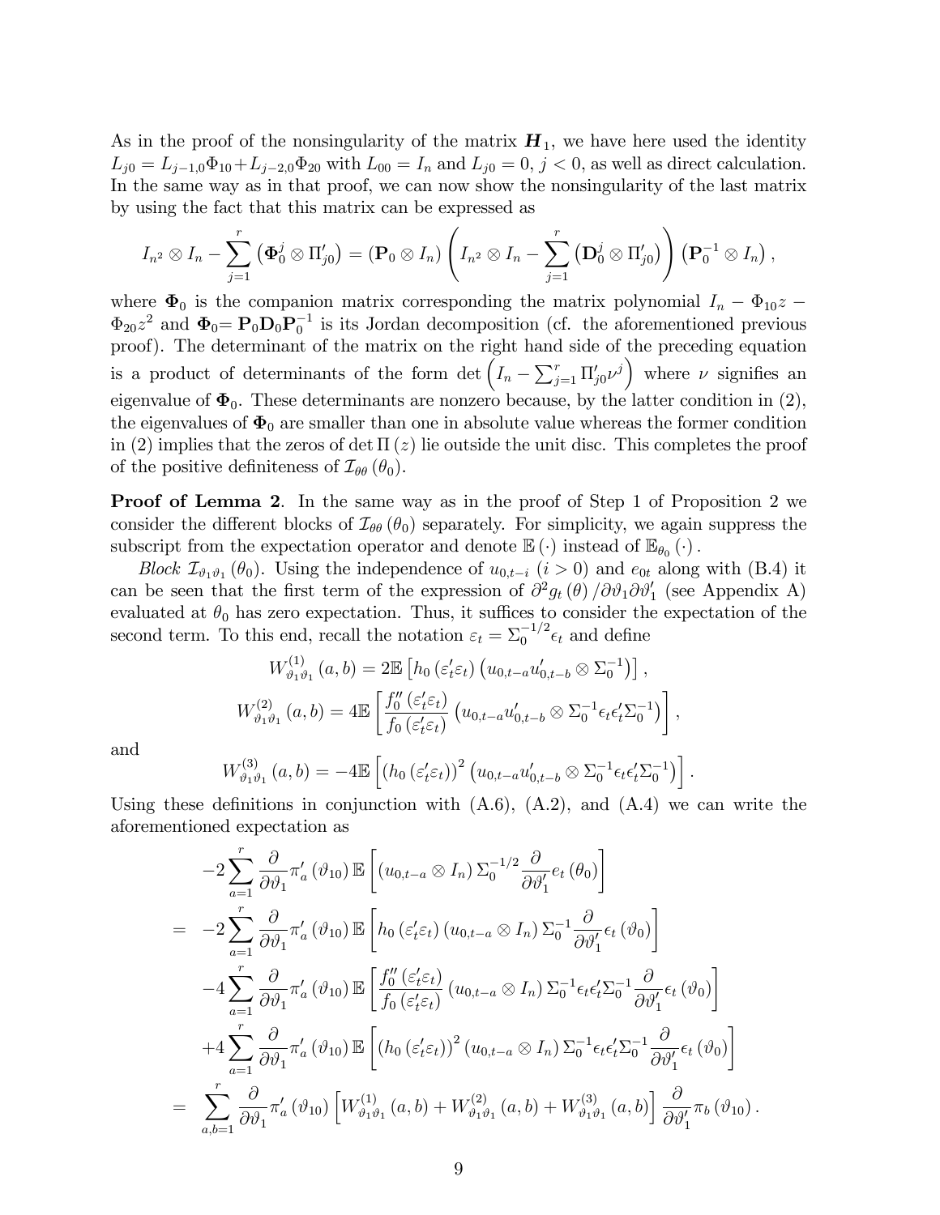As in the proof of the nonsingularity of the matrix $\boldsymbol{H}_1$, we have here used the identity $L_{j0} = L_{j-1,0}\Phi_{10} + L_{j-2,0}\Phi_{20}$ with $L_{00} = I_n$ and $L_{j0} = 0$, $j < 0$, as well as direct calculation. In the same way as in that proof, we can now show the nonsingularity of the last matrix by using the fact that this matrix can be expressed as

$$I_{n^2} \otimes I_n - \sum_{j=1}^{r} \left( \mathbf{\Phi}_0^j \otimes \Pi_{j0}' \right) = \left( \mathbf{P}_0 \otimes I_n \right) \left( I_{n^2} \otimes I_n - \sum_{j=1}^{r} \left( \mathbf{D}_0^j \otimes \Pi_{j0}' \right) \right) \left( \mathbf{P}_0^{-1} \otimes I_n \right),$$

where $\mathbf{\Phi}_0$ is the companion matrix corresponding the matrix polynomial $I_n - \Phi_{10} z - \Phi_{20} z^2$ and $\mathbf{\Phi}_0 = \mathbf{P}_0 \mathbf{D}_0 \mathbf{P}_0^{-1}$ is its Jordan decomposition (cf. the aforementioned previous proof). The determinant of the matrix on the right hand side of the preceding equation is a product of determinants of the form $\det \left( I_n - \sum_{j=1}^{r} \Pi_{j0}' \nu^j \right)$ where $\nu$ signifies an eigenvalue of $\mathbf{\Phi}_0$. These determinants are nonzero because, by the latter condition in (2), the eigenvalues of $\mathbf{\Phi}_0$ are smaller than one in absolute value whereas the former condition in (2) implies that the zeros of $\det \Pi(z)$ lie outside the unit disc. This completes the proof of the positive definiteness of $\mathcal{I}_{\theta\theta}(\theta_0)$.

**Proof of Lemma 2**. In the same way as in the proof of Step 1 of Proposition 2 we consider the different blocks of $\mathcal{I}_{\theta\theta}(\theta_0)$ separately. For simplicity, we again suppress the subscript from the expectation operator and denote $\mathbb{E}(\cdot)$ instead of $\mathbb{E}_{\theta_0}(\cdot)$.

*Block* $\mathcal{I}_{\vartheta_1\vartheta_1}(\theta_0)$. Using the independence of $u_{0,t-i}$ $(i > 0)$ and $e_{0t}$ along with (B.4) it can be seen that the first term of the expression of $\partial^2 g_t(\theta) / \partial\vartheta_1 \partial\vartheta_1'$ (see Appendix A) evaluated at $\theta_0$ has zero expectation. Thus, it suffices to consider the expectation of the second term. To this end, recall the notation $\varepsilon_t = \Sigma_0^{-1/2} \epsilon_t$ and define

$$W_{\vartheta_1\vartheta_1}^{(1)}(a,b) = 2\mathbb{E}\left[ h_0\left(\varepsilon_t'\varepsilon_t\right) \left( u_{0,t-a} u_{0,t-b}' \otimes \Sigma_0^{-1} \right) \right],$$

$$W_{\vartheta_1\vartheta_1}^{(2)}(a,b) = 4\mathbb{E}\left[ \frac{f_0''\left(\varepsilon_t'\varepsilon_t\right)}{f_0\left(\varepsilon_t'\varepsilon_t\right)} \left( u_{0,t-a} u_{0,t-b}' \otimes \Sigma_0^{-1} \epsilon_t \epsilon_t' \Sigma_0^{-1} \right) \right],$$

and

$$W_{\vartheta_1\vartheta_1}^{(3)}(a,b) = -4\mathbb{E}\left[ \left( h_0\left(\varepsilon_t'\varepsilon_t\right) \right)^2 \left( u_{0,t-a} u_{0,t-b}' \otimes \Sigma_0^{-1} \epsilon_t \epsilon_t' \Sigma_0^{-1} \right) \right].$$

Using these definitions in conjunction with (A.6), (A.2), and (A.4) we can write the aforementioned expectation as

$$\begin{aligned}
& -2 \sum_{a=1}^{r} \frac{\partial}{\partial\vartheta_1} \pi_a'(\vartheta_{10}) \, \mathbb{E}\left[ \left( u_{0,t-a} \otimes I_n \right) \Sigma_0^{-1/2} \frac{\partial}{\partial\vartheta_1'} e_t(\theta_0) \right] \\
= \; & -2 \sum_{a=1}^{r} \frac{\partial}{\partial\vartheta_1} \pi_a'(\vartheta_{10}) \, \mathbb{E}\left[ h_0\left(\varepsilon_t'\varepsilon_t\right) \left( u_{0,t-a} \otimes I_n \right) \Sigma_0^{-1} \frac{\partial}{\partial\vartheta_1'} \epsilon_t(\vartheta_0) \right] \\
& -4 \sum_{a=1}^{r} \frac{\partial}{\partial\vartheta_1} \pi_a'(\vartheta_{10}) \, \mathbb{E}\left[ \frac{f_0''\left(\varepsilon_t'\varepsilon_t\right)}{f_0\left(\varepsilon_t'\varepsilon_t\right)} \left( u_{0,t-a} \otimes I_n \right) \Sigma_0^{-1} \epsilon_t \epsilon_t' \Sigma_0^{-1} \frac{\partial}{\partial\vartheta_1'} \epsilon_t(\vartheta_0) \right] \\
& +4 \sum_{a=1}^{r} \frac{\partial}{\partial\vartheta_1} \pi_a'(\vartheta_{10}) \, \mathbb{E}\left[ \left( h_0\left(\varepsilon_t'\varepsilon_t\right) \right)^2 \left( u_{0,t-a} \otimes I_n \right) \Sigma_0^{-1} \epsilon_t \epsilon_t' \Sigma_0^{-1} \frac{\partial}{\partial\vartheta_1'} \epsilon_t(\vartheta_0) \right] \\
= \; & \sum_{a,b=1}^{r} \frac{\partial}{\partial\vartheta_1} \pi_a'(\vartheta_{10}) \left[ W_{\vartheta_1\vartheta_1}^{(1)}(a,b) + W_{\vartheta_1\vartheta_1}^{(2)}(a,b) + W_{\vartheta_1\vartheta_1}^{(3)}(a,b) \right] \frac{\partial}{\partial\vartheta_1'} \pi_b(\vartheta_{10}).
\end{aligned}$$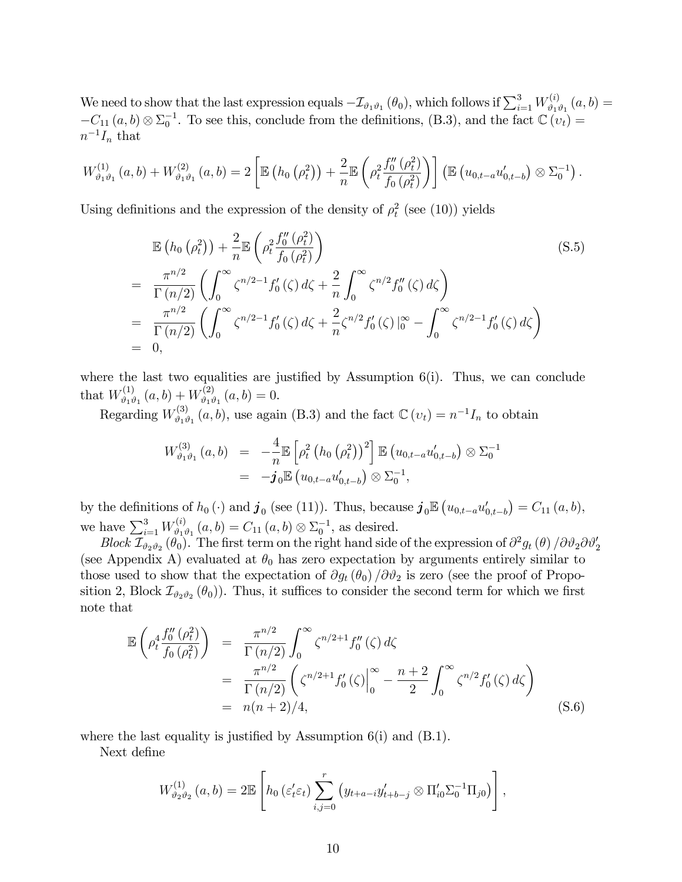We need to show that the last expression equals $-\mathcal{I}_{\vartheta_1\vartheta_1}(\theta_0)$, which follows if $\sum_{i=1}^{3} W^{(i)}_{\vartheta_1\vartheta_1}(a,b) = -C_{11}(a,b) \otimes \Sigma_0^{-1}$. To see this, conclude from the definitions, (B.3), and the fact $\mathbb{C}(\upsilon_t) = n^{-1} I_n$ that

$$W^{(1)}_{\vartheta_1\vartheta_1}(a,b) + W^{(2)}_{\vartheta_1\vartheta_1}(a,b) = 2\left[\mathbb{E}\left(h_0\left(\rho_t^2\right)\right) + \frac{2}{n}\mathbb{E}\left(\rho_t^2 \frac{f_0''\left(\rho_t^2\right)}{f_0\left(\rho_t^2\right)}\right)\right]\left(\mathbb{E}\left(u_{0,t-a}u'_{0,t-b}\right) \otimes \Sigma_0^{-1}\right).$$

Using definitions and the expression of the density of $\rho_t^2$ (see (10)) yields

$$\begin{aligned}
& \mathbb{E}\left(h_0\left(\rho_t^2\right)\right) + \frac{2}{n}\mathbb{E}\left(\rho_t^2 \frac{f_0''\left(\rho_t^2\right)}{f_0\left(\rho_t^2\right)}\right) \qquad \text{(S.5)} \\
= \ & \frac{\pi^{n/2}}{\Gamma(n/2)}\left(\int_0^\infty \zeta^{n/2-1} f_0'(\zeta)\, d\zeta + \frac{2}{n}\int_0^\infty \zeta^{n/2} f_0''(\zeta)\, d\zeta\right) \\
= \ & \frac{\pi^{n/2}}{\Gamma(n/2)}\left(\int_0^\infty \zeta^{n/2-1} f_0'(\zeta)\, d\zeta + \frac{2}{n}\zeta^{n/2} f_0'(\zeta)\Big|_0^\infty - \int_0^\infty \zeta^{n/2-1} f_0'(\zeta)\, d\zeta\right) \\
= \ & 0,
\end{aligned}$$

where the last two equalities are justified by Assumption 6(i). Thus, we can conclude that $W^{(1)}_{\vartheta_1\vartheta_1}(a,b) + W^{(2)}_{\vartheta_1\vartheta_1}(a,b) = 0$.

Regarding $W^{(3)}_{\vartheta_1\vartheta_1}(a,b)$, use again (B.3) and the fact $\mathbb{C}(\upsilon_t) = n^{-1} I_n$ to obtain

$$\begin{aligned}
W^{(3)}_{\vartheta_1\vartheta_1}(a,b) &= -\frac{4}{n}\mathbb{E}\left[\rho_t^2\left(h_0\left(\rho_t^2\right)\right)^2\right]\mathbb{E}\left(u_{0,t-a}u'_{0,t-b}\right) \otimes \Sigma_0^{-1} \\
&= -\boldsymbol{j}_0 \mathbb{E}\left(u_{0,t-a}u'_{0,t-b}\right) \otimes \Sigma_0^{-1},
\end{aligned}$$

by the definitions of $h_0(\cdot)$ and $\boldsymbol{j}_0$ (see (11)). Thus, because $\boldsymbol{j}_0 \mathbb{E}\left(u_{0,t-a}u'_{0,t-b}\right) = C_{11}(a,b)$, we have $\sum_{i=1}^{3} W^{(i)}_{\vartheta_1\vartheta_1}(a,b) = C_{11}(a,b) \otimes \Sigma_0^{-1}$, as desired.

*Block* $\mathcal{I}_{\vartheta_2\vartheta_2}(\theta_0)$. The first term on the right hand side of the expression of $\partial^2 g_t(\theta)/\partial\vartheta_2\partial\vartheta_2'$ (see Appendix A) evaluated at $\theta_0$ has zero expectation by arguments entirely similar to those used to show that the expectation of $\partial g_t(\theta_0)/\partial\vartheta_2$ is zero (see the proof of Proposition 2, Block $\mathcal{I}_{\vartheta_2\vartheta_2}(\theta_0)$). Thus, it suffices to consider the second term for which we first note that

$$\begin{aligned}
\mathbb{E}\left(\rho_t^4 \frac{f_0''\left(\rho_t^2\right)}{f_0\left(\rho_t^2\right)}\right) &= \frac{\pi^{n/2}}{\Gamma(n/2)}\int_0^\infty \zeta^{n/2+1} f_0''(\zeta)\, d\zeta \\
&= \frac{\pi^{n/2}}{\Gamma(n/2)}\left(\zeta^{n/2+1} f_0'(\zeta)\Big|_0^\infty - \frac{n+2}{2}\int_0^\infty \zeta^{n/2} f_0'(\zeta)\, d\zeta\right) \\
&= n(n+2)/4, \qquad \text{(S.6)}
\end{aligned}$$

where the last equality is justified by Assumption 6(i) and (B.1).

Next define

$$W^{(1)}_{\vartheta_2\vartheta_2}(a,b) = 2\mathbb{E}\left[h_0\left(\varepsilon_t'\varepsilon_t\right)\sum_{i,j=0}^{r}\left(y_{t+a-i}y'_{t+b-j} \otimes \Pi_{i0}'\Sigma_0^{-1}\Pi_{j0}\right)\right],$$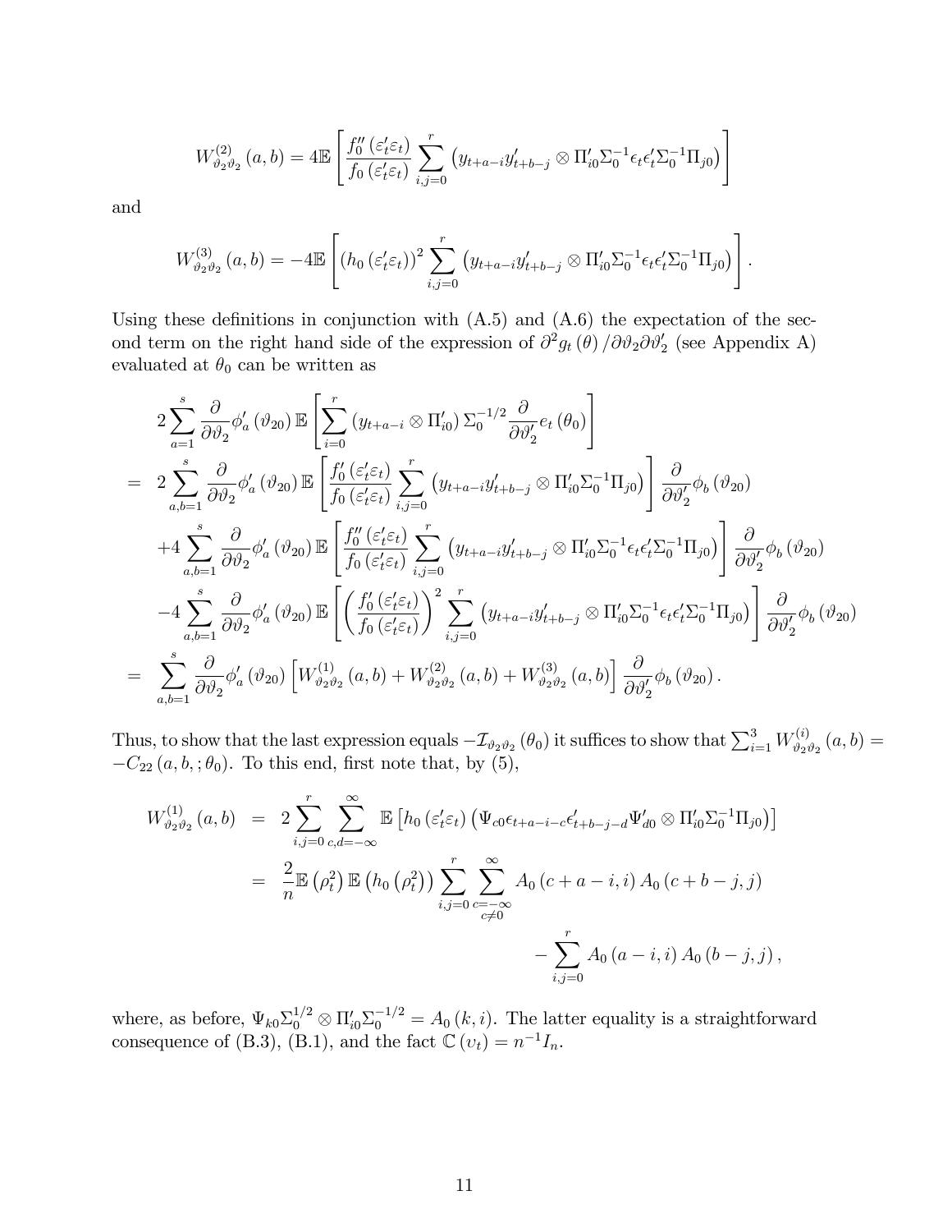$$W^{(2)}_{\vartheta_2\vartheta_2}(a,b) = 4\mathbb{E}\left[\frac{f_0''(\varepsilon_t'\varepsilon_t)}{f_0(\varepsilon_t'\varepsilon_t)}\sum_{i,j=0}^{r}\left(y_{t+a-i}y_{t+b-j}'\otimes\Pi_{i0}'\Sigma_0^{-1}\epsilon_t\epsilon_t'\Sigma_0^{-1}\Pi_{j0}\right)\right]$$

and

$$W^{(3)}_{\vartheta_2\vartheta_2}(a,b) = -4\mathbb{E}\left[\left(h_0(\varepsilon_t'\varepsilon_t)\right)^2\sum_{i,j=0}^{r}\left(y_{t+a-i}y_{t+b-j}'\otimes\Pi_{i0}'\Sigma_0^{-1}\epsilon_t\epsilon_t'\Sigma_0^{-1}\Pi_{j0}\right)\right].$$

Using these definitions in conjunction with (A.5) and (A.6) the expectation of the second term on the right hand side of the expression of $\partial^2 g_t(\theta)/\partial\vartheta_2\partial\vartheta_2'$ (see Appendix A) evaluated at $\theta_0$ can be written as

$$\begin{aligned}
& 2\sum_{a=1}^{s}\frac{\partial}{\partial\vartheta_2}\phi_a'(\vartheta_{20})\,\mathbb{E}\left[\sum_{i=0}^{r}\left(y_{t+a-i}\otimes\Pi_{i0}'\right)\Sigma_0^{-1/2}\frac{\partial}{\partial\vartheta_2'}e_t(\theta_0)\right] \\
= \;& 2\sum_{a,b=1}^{s}\frac{\partial}{\partial\vartheta_2}\phi_a'(\vartheta_{20})\,\mathbb{E}\left[\frac{f_0'(\varepsilon_t'\varepsilon_t)}{f_0(\varepsilon_t'\varepsilon_t)}\sum_{i,j=0}^{r}\left(y_{t+a-i}y_{t+b-j}'\otimes\Pi_{i0}'\Sigma_0^{-1}\Pi_{j0}\right)\right]\frac{\partial}{\partial\vartheta_2'}\phi_b(\vartheta_{20}) \\
& +4\sum_{a,b=1}^{s}\frac{\partial}{\partial\vartheta_2}\phi_a'(\vartheta_{20})\,\mathbb{E}\left[\frac{f_0''(\varepsilon_t'\varepsilon_t)}{f_0(\varepsilon_t'\varepsilon_t)}\sum_{i,j=0}^{r}\left(y_{t+a-i}y_{t+b-j}'\otimes\Pi_{i0}'\Sigma_0^{-1}\epsilon_t\epsilon_t'\Sigma_0^{-1}\Pi_{j0}\right)\right]\frac{\partial}{\partial\vartheta_2'}\phi_b(\vartheta_{20}) \\
& -4\sum_{a,b=1}^{s}\frac{\partial}{\partial\vartheta_2}\phi_a'(\vartheta_{20})\,\mathbb{E}\left[\left(\frac{f_0'(\varepsilon_t'\varepsilon_t)}{f_0(\varepsilon_t'\varepsilon_t)}\right)^2\sum_{i,j=0}^{r}\left(y_{t+a-i}y_{t+b-j}'\otimes\Pi_{i0}'\Sigma_0^{-1}\epsilon_t\epsilon_t'\Sigma_0^{-1}\Pi_{j0}\right)\right]\frac{\partial}{\partial\vartheta_2'}\phi_b(\vartheta_{20}) \\
= \;& \sum_{a,b=1}^{s}\frac{\partial}{\partial\vartheta_2}\phi_a'(\vartheta_{20})\left[W^{(1)}_{\vartheta_2\vartheta_2}(a,b)+W^{(2)}_{\vartheta_2\vartheta_2}(a,b)+W^{(3)}_{\vartheta_2\vartheta_2}(a,b)\right]\frac{\partial}{\partial\vartheta_2'}\phi_b(\vartheta_{20}).
\end{aligned}$$

Thus, to show that the last expression equals $-\mathcal{I}_{\vartheta_2\vartheta_2}(\theta_0)$ it suffices to show that $\sum_{i=1}^{3}W^{(i)}_{\vartheta_2\vartheta_2}(a,b) = -C_{22}(a,b,;\theta_0)$. To this end, first note that, by (5),

$$\begin{aligned}
W^{(1)}_{\vartheta_2\vartheta_2}(a,b) &= 2\sum_{i,j=0}^{r}\sum_{c,d=-\infty}^{\infty}\mathbb{E}\left[h_0(\varepsilon_t'\varepsilon_t)\left(\Psi_{c0}\epsilon_{t+a-i-c}\epsilon_{t+b-j-d}'\Psi_{d0}'\otimes\Pi_{i0}'\Sigma_0^{-1}\Pi_{j0}\right)\right] \\
&= \frac{2}{n}\mathbb{E}\left(\rho_t^2\right)\mathbb{E}\left(h_0\left(\rho_t^2\right)\right)\sum_{i,j=0}^{r}\sum_{\substack{c=-\infty \\ c\neq 0}}^{\infty}A_0(c+a-i,i)\,A_0(c+b-j,j) \\
&\qquad\qquad\qquad\qquad\qquad\qquad - \sum_{i,j=0}^{r}A_0(a-i,i)\,A_0(b-j,j),
\end{aligned}$$

where, as before, $\Psi_{k0}\Sigma_0^{1/2}\otimes\Pi_{i0}'\Sigma_0^{-1/2} = A_0(k,i)$. The latter equality is a straightforward consequence of (B.3), (B.1), and the fact $\mathbb{C}(\upsilon_t) = n^{-1}I_n$.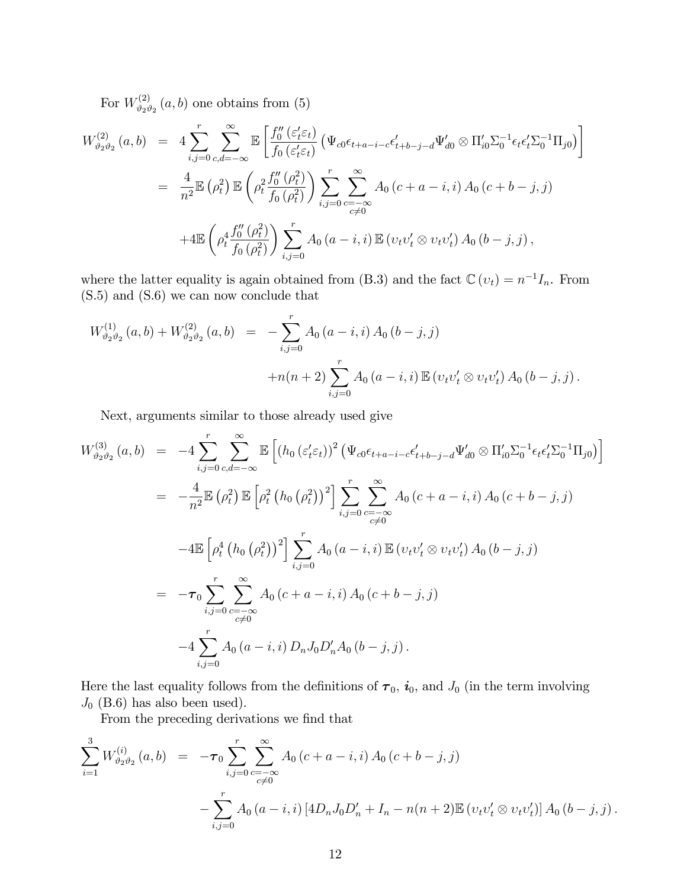For $W^{(2)}_{\vartheta_2\vartheta_2}(a,b)$ one obtains from (5)

$$
\begin{aligned}
W^{(2)}_{\vartheta_2\vartheta_2}(a,b) &= 4\sum_{i,j=0}^{r}\sum_{c,d=-\infty}^{\infty}\mathbb{E}\left[\frac{f_0''(\varepsilon_t'\varepsilon_t)}{f_0(\varepsilon_t'\varepsilon_t)}\left(\Psi_{c0}\epsilon_{t+a-i-c}\epsilon_{t+b-j-d}'\Psi_{d0}'\otimes\Pi_{i0}'\Sigma_0^{-1}\epsilon_t\epsilon_t'\Sigma_0^{-1}\Pi_{j0}\right)\right] \\
&= \frac{4}{n^2}\mathbb{E}\left(\rho_t^2\right)\mathbb{E}\left(\rho_t^2\frac{f_0''(\rho_t^2)}{f_0(\rho_t^2)}\right)\sum_{i,j=0}^{r}\sum_{\substack{c=-\infty\\c\neq 0}}^{\infty}A_0(c+a-i,i)\,A_0(c+b-j,j) \\
&\quad +4\mathbb{E}\left(\rho_t^4\frac{f_0''(\rho_t^2)}{f_0(\rho_t^2)}\right)\sum_{i,j=0}^{r}A_0(a-i,i)\,\mathbb{E}\left(\upsilon_t\upsilon_t'\otimes\upsilon_t\upsilon_t'\right)A_0(b-j,j),
\end{aligned}
$$

where the latter equality is again obtained from (B.3) and the fact $\mathbb{C}(\upsilon_t)=n^{-1}I_n$. From (S.5) and (S.6) we can now conclude that

$$
\begin{aligned}
W^{(1)}_{\vartheta_2\vartheta_2}(a,b)+W^{(2)}_{\vartheta_2\vartheta_2}(a,b) &= -\sum_{i,j=0}^{r}A_0(a-i,i)\,A_0(b-j,j) \\
&\quad +n(n+2)\sum_{i,j=0}^{r}A_0(a-i,i)\,\mathbb{E}\left(\upsilon_t\upsilon_t'\otimes\upsilon_t\upsilon_t'\right)A_0(b-j,j).
\end{aligned}
$$

Next, arguments similar to those already used give

$$
\begin{aligned}
W^{(3)}_{\vartheta_2\vartheta_2}(a,b) &= -4\sum_{i,j=0}^{r}\sum_{c,d=-\infty}^{\infty}\mathbb{E}\left[\left(h_0(\varepsilon_t'\varepsilon_t)\right)^2\left(\Psi_{c0}\epsilon_{t+a-i-c}\epsilon_{t+b-j-d}'\Psi_{d0}'\otimes\Pi_{i0}'\Sigma_0^{-1}\epsilon_t\epsilon_t'\Sigma_0^{-1}\Pi_{j0}\right)\right] \\
&= -\frac{4}{n^2}\mathbb{E}\left(\rho_t^2\right)\mathbb{E}\left[\rho_t^2\left(h_0(\rho_t^2)\right)^2\right]\sum_{i,j=0}^{r}\sum_{\substack{c=-\infty\\c\neq 0}}^{\infty}A_0(c+a-i,i)\,A_0(c+b-j,j) \\
&\quad -4\mathbb{E}\left[\rho_t^4\left(h_0(\rho_t^2)\right)^2\right]\sum_{i,j=0}^{r}A_0(a-i,i)\,\mathbb{E}\left(\upsilon_t\upsilon_t'\otimes\upsilon_t\upsilon_t'\right)A_0(b-j,j) \\
&= -\boldsymbol{\tau}_0\sum_{i,j=0}^{r}\sum_{\substack{c=-\infty\\c\neq 0}}^{\infty}A_0(c+a-i,i)\,A_0(c+b-j,j) \\
&\quad -4\sum_{i,j=0}^{r}A_0(a-i,i)\,D_nJ_0D_n'A_0(b-j,j).
\end{aligned}
$$

Here the last equality follows from the definitions of $\boldsymbol{\tau}_0$, $\boldsymbol{i}_0$, and $J_0$ (in the term involving $J_0$ (B.6) has also been used).

From the preceding derivations we find that

$$
\begin{aligned}
\sum_{i=1}^{3}W^{(i)}_{\vartheta_2\vartheta_2}(a,b) &= -\boldsymbol{\tau}_0\sum_{i,j=0}^{r}\sum_{\substack{c=-\infty\\c\neq 0}}^{\infty}A_0(c+a-i,i)\,A_0(c+b-j,j) \\
&\quad -\sum_{i,j=0}^{r}A_0(a-i,i)\left[4D_nJ_0D_n'+I_n-n(n+2)\mathbb{E}\left(\upsilon_t\upsilon_t'\otimes\upsilon_t\upsilon_t'\right)\right]A_0(b-j,j).
\end{aligned}
$$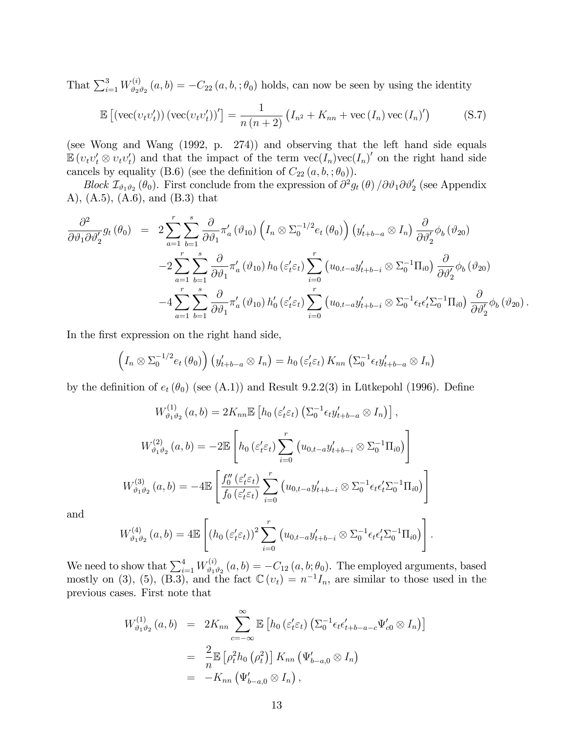That $\sum_{i=1}^{3} W^{(i)}_{\vartheta_2\vartheta_2}(a,b) = -C_{22}(a,b,;\theta_0)$ holds, can now be seen by using the identity

$$\mathbb{E}\left[(\mathrm{vec}(\upsilon_t\upsilon_t'))(\mathrm{vec}(\upsilon_t\upsilon_t'))'\right] = \frac{1}{n(n+2)}\left(I_{n^2} + K_{nn} + \mathrm{vec}(I_n)\,\mathrm{vec}(I_n)'\right) \tag{S.7}$$

(see Wong and Wang (1992, p. 274)) and observing that the left hand side equals $\mathbb{E}(\upsilon_t\upsilon_t' \otimes \upsilon_t\upsilon_t')$ and that the impact of the term $\mathrm{vec}(I_n)\mathrm{vec}(I_n)'$ on the right hand side cancels by equality (B.6) (see the definition of $C_{22}(a,b,;\theta_0)$).

*Block* $\mathcal{I}_{\vartheta_1\vartheta_2}(\theta_0)$. First conclude from the expression of $\partial^2 g_t(\theta)/\partial\vartheta_1\partial\vartheta_2'$ (see Appendix A), (A.5), (A.6), and (B.3) that

$$\begin{aligned}
\frac{\partial^2}{\partial\vartheta_1\partial\vartheta_2'}g_t(\theta_0) &= 2\sum_{a=1}^{r}\sum_{b=1}^{s}\frac{\partial}{\partial\vartheta_1}\pi_a'(\vartheta_{10})\left(I_n\otimes\Sigma_0^{-1/2}e_t(\theta_0)\right)\left(y_{t+b-a}'\otimes I_n\right)\frac{\partial}{\partial\vartheta_2'}\phi_b(\vartheta_{20}) \\
&\quad -2\sum_{a=1}^{r}\sum_{b=1}^{s}\frac{\partial}{\partial\vartheta_1}\pi_a'(\vartheta_{10})\,h_0(\varepsilon_t'\varepsilon_t)\sum_{i=0}^{r}\left(u_{0,t-a}y_{t+b-i}'\otimes\Sigma_0^{-1}\Pi_{i0}\right)\frac{\partial}{\partial\vartheta_2'}\phi_b(\vartheta_{20}) \\
&\quad -4\sum_{a=1}^{r}\sum_{b=1}^{s}\frac{\partial}{\partial\vartheta_1}\pi_a'(\vartheta_{10})\,h_0'(\varepsilon_t'\varepsilon_t)\sum_{i=0}^{r}\left(u_{0,t-a}y_{t+b-i}'\otimes\Sigma_0^{-1}\epsilon_t\epsilon_t'\Sigma_0^{-1}\Pi_{i0}\right)\frac{\partial}{\partial\vartheta_2'}\phi_b(\vartheta_{20}).
\end{aligned}$$

In the first expression on the right hand side,

$$\left(I_n\otimes\Sigma_0^{-1/2}e_t(\theta_0)\right)\left(y_{t+b-a}'\otimes I_n\right) = h_0(\varepsilon_t'\varepsilon_t)\,K_{nn}\left(\Sigma_0^{-1}\epsilon_t y_{t+b-a}'\otimes I_n\right)$$

by the definition of $e_t(\theta_0)$ (see (A.1)) and Result 9.2.2(3) in Lütkepohl (1996). Define

$$W^{(1)}_{\vartheta_1\vartheta_2}(a,b) = 2K_{nn}\mathbb{E}\left[h_0(\varepsilon_t'\varepsilon_t)\left(\Sigma_0^{-1}\epsilon_t y_{t+b-a}'\otimes I_n\right)\right],$$

$$W^{(2)}_{\vartheta_1\vartheta_2}(a,b) = -2\mathbb{E}\left[h_0(\varepsilon_t'\varepsilon_t)\sum_{i=0}^{r}\left(u_{0,t-a}y_{t+b-i}'\otimes\Sigma_0^{-1}\Pi_{i0}\right)\right]$$

$$W^{(3)}_{\vartheta_1\vartheta_2}(a,b) = -4\mathbb{E}\left[\frac{f_0''(\varepsilon_t'\varepsilon_t)}{f_0(\varepsilon_t'\varepsilon_t)}\sum_{i=0}^{r}\left(u_{0,t-a}y_{t+b-i}'\otimes\Sigma_0^{-1}\epsilon_t\epsilon_t'\Sigma_0^{-1}\Pi_{i0}\right)\right]$$

and

$$W^{(4)}_{\vartheta_1\vartheta_2}(a,b) = 4\mathbb{E}\left[(h_0(\varepsilon_t'\varepsilon_t))^2\sum_{i=0}^{r}\left(u_{0,t-a}y_{t+b-i}'\otimes\Sigma_0^{-1}\epsilon_t\epsilon_t'\Sigma_0^{-1}\Pi_{i0}\right)\right].$$

We need to show that $\sum_{i=1}^{4} W^{(i)}_{\vartheta_1\vartheta_2}(a,b) = -C_{12}(a,b;\theta_0)$. The employed arguments, based mostly on (3), (5), (B.3), and the fact $\mathbb{C}(\upsilon_t) = n^{-1}I_n$, are similar to those used in the previous cases. First note that

$$\begin{aligned}
W^{(1)}_{\vartheta_1\vartheta_2}(a,b) &= 2K_{nn}\sum_{c=-\infty}^{\infty}\mathbb{E}\left[h_0(\varepsilon_t'\varepsilon_t)\left(\Sigma_0^{-1}\epsilon_t\epsilon_{t+b-a-c}'\Psi_{c0}'\otimes I_n\right)\right] \\
&= \frac{2}{n}\mathbb{E}\left[\rho_t^2 h_0(\rho_t^2)\right]K_{nn}\left(\Psi_{b-a,0}'\otimes I_n\right) \\
&= -K_{nn}\left(\Psi_{b-a,0}'\otimes I_n\right),
\end{aligned}$$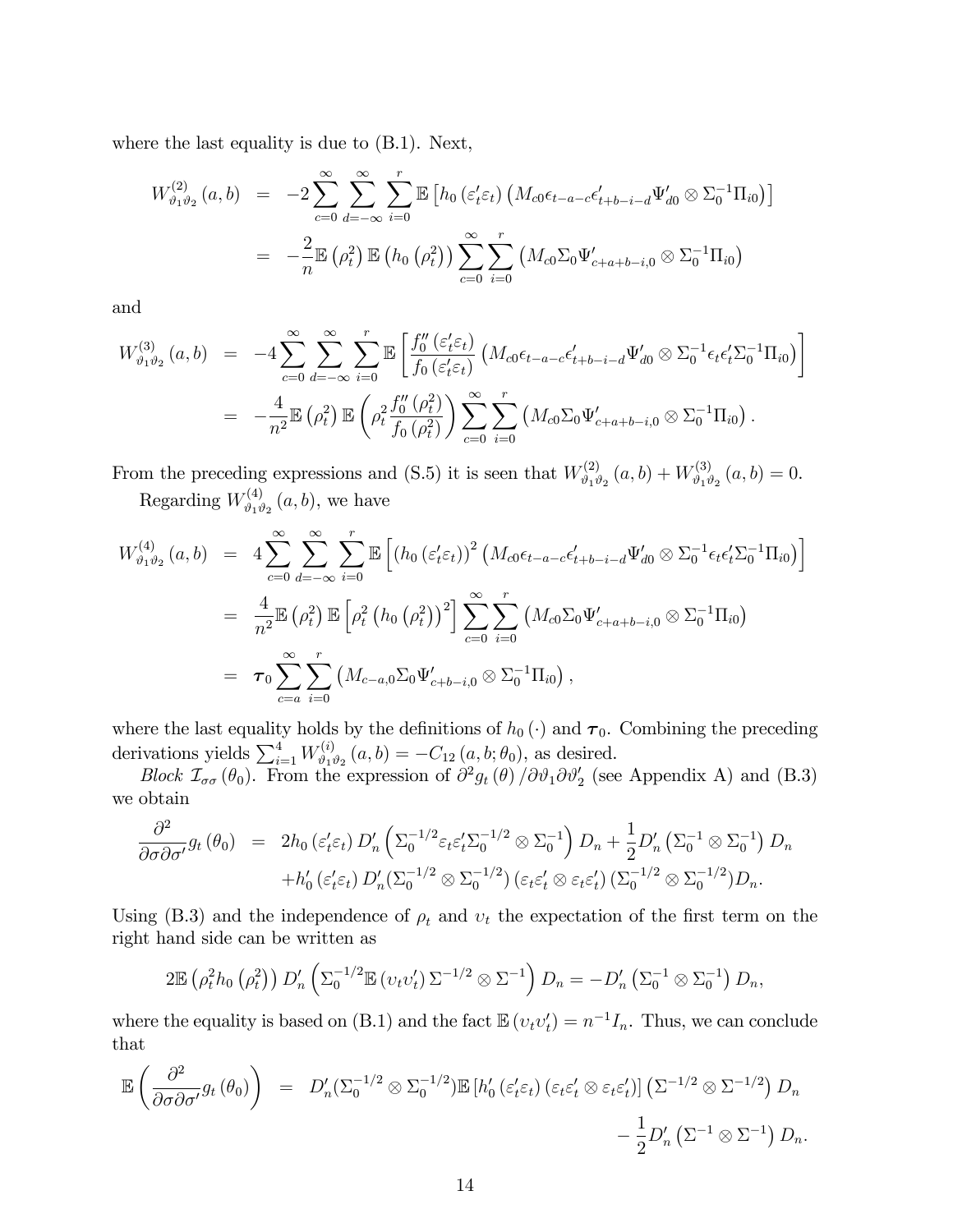where the last equality is due to (B.1). Next,

$$
\begin{aligned}
W_{\vartheta_1\vartheta_2}^{(2)}(a,b) &= -2\sum_{c=0}^{\infty}\sum_{d=-\infty}^{\infty}\sum_{i=0}^{r}\mathbb{E}\left[h_0\left(\varepsilon_t'\varepsilon_t\right)\left(M_{c0}\epsilon_{t-a-c}\epsilon_{t+b-i-d}'\Psi_{d0}'\otimes\Sigma_0^{-1}\Pi_{i0}\right)\right] \\
&= -\frac{2}{n}\mathbb{E}\left(\rho_t^2\right)\mathbb{E}\left(h_0\left(\rho_t^2\right)\right)\sum_{c=0}^{\infty}\sum_{i=0}^{r}\left(M_{c0}\Sigma_0\Psi_{c+a+b-i,0}'\otimes\Sigma_0^{-1}\Pi_{i0}\right)
\end{aligned}
$$

and

$$
\begin{aligned}
W_{\vartheta_1\vartheta_2}^{(3)}(a,b) &= -4\sum_{c=0}^{\infty}\sum_{d=-\infty}^{\infty}\sum_{i=0}^{r}\mathbb{E}\left[\frac{f_0''\left(\varepsilon_t'\varepsilon_t\right)}{f_0\left(\varepsilon_t'\varepsilon_t\right)}\left(M_{c0}\epsilon_{t-a-c}\epsilon_{t+b-i-d}'\Psi_{d0}'\otimes\Sigma_0^{-1}\epsilon_t\epsilon_t'\Sigma_0^{-1}\Pi_{i0}\right)\right] \\
&= -\frac{4}{n^2}\mathbb{E}\left(\rho_t^2\right)\mathbb{E}\left(\rho_t^2\frac{f_0''\left(\rho_t^2\right)}{f_0\left(\rho_t^2\right)}\right)\sum_{c=0}^{\infty}\sum_{i=0}^{r}\left(M_{c0}\Sigma_0\Psi_{c+a+b-i,0}'\otimes\Sigma_0^{-1}\Pi_{i0}\right).
\end{aligned}
$$

From the preceding expressions and (S.5) it is seen that $W_{\vartheta_1\vartheta_2}^{(2)}(a,b)+W_{\vartheta_1\vartheta_2}^{(3)}(a,b)=0$.

Regarding $W_{\vartheta_1\vartheta_2}^{(4)}(a,b)$, we have

$$
\begin{aligned}
W_{\vartheta_1\vartheta_2}^{(4)}(a,b) &= 4\sum_{c=0}^{\infty}\sum_{d=-\infty}^{\infty}\sum_{i=0}^{r}\mathbb{E}\left[\left(h_0\left(\varepsilon_t'\varepsilon_t\right)\right)^2\left(M_{c0}\epsilon_{t-a-c}\epsilon_{t+b-i-d}'\Psi_{d0}'\otimes\Sigma_0^{-1}\epsilon_t\epsilon_t'\Sigma_0^{-1}\Pi_{i0}\right)\right] \\
&= \frac{4}{n^2}\mathbb{E}\left(\rho_t^2\right)\mathbb{E}\left[\rho_t^2\left(h_0\left(\rho_t^2\right)\right)^2\right]\sum_{c=0}^{\infty}\sum_{i=0}^{r}\left(M_{c0}\Sigma_0\Psi_{c+a+b-i,0}'\otimes\Sigma_0^{-1}\Pi_{i0}\right) \\
&= \boldsymbol{\tau}_0\sum_{c=a}^{\infty}\sum_{i=0}^{r}\left(M_{c-a,0}\Sigma_0\Psi_{c+b-i,0}'\otimes\Sigma_0^{-1}\Pi_{i0}\right),
\end{aligned}
$$

where the last equality holds by the definitions of $h_0(\cdot)$ and $\boldsymbol{\tau}_0$. Combining the preceding derivations yields $\sum_{i=1}^{4}W_{\vartheta_1\vartheta_2}^{(i)}(a,b)=-C_{12}(a,b;\theta_0)$, as desired.

*Block* $\mathcal{I}_{\sigma\sigma}(\theta_0)$. From the expression of $\partial^2 g_t(\theta)/\partial\vartheta_1\partial\vartheta_2'$ (see Appendix A) and (B.3) we obtain

$$
\begin{aligned}
\frac{\partial^2}{\partial\sigma\partial\sigma'}g_t(\theta_0) &= 2h_0\left(\varepsilon_t'\varepsilon_t\right)D_n'\left(\Sigma_0^{-1/2}\varepsilon_t\varepsilon_t'\Sigma_0^{-1/2}\otimes\Sigma_0^{-1}\right)D_n+\frac{1}{2}D_n'\left(\Sigma_0^{-1}\otimes\Sigma_0^{-1}\right)D_n \\
&\quad +h_0'\left(\varepsilon_t'\varepsilon_t\right)D_n'(\Sigma_0^{-1/2}\otimes\Sigma_0^{-1/2})\left(\varepsilon_t\varepsilon_t'\otimes\varepsilon_t\varepsilon_t'\right)(\Sigma_0^{-1/2}\otimes\Sigma_0^{-1/2})D_n.
\end{aligned}
$$

Using (B.3) and the independence of $\rho_t$ and $\upsilon_t$ the expectation of the first term on the right hand side can be written as

$$
2\mathbb{E}\left(\rho_t^2 h_0\left(\rho_t^2\right)\right)D_n'\left(\Sigma_0^{-1/2}\mathbb{E}\left(\upsilon_t\upsilon_t'\right)\Sigma^{-1/2}\otimes\Sigma^{-1}\right)D_n=-D_n'\left(\Sigma_0^{-1}\otimes\Sigma_0^{-1}\right)D_n,
$$

where the equality is based on (B.1) and the fact $\mathbb{E}\left(\upsilon_t\upsilon_t'\right)=n^{-1}I_n$. Thus, we can conclude that

$$
\begin{aligned}
\mathbb{E}\left(\frac{\partial^2}{\partial\sigma\partial\sigma'}g_t(\theta_0)\right) &= D_n'(\Sigma_0^{-1/2}\otimes\Sigma_0^{-1/2})\mathbb{E}\left[h_0'\left(\varepsilon_t'\varepsilon_t\right)\left(\varepsilon_t\varepsilon_t'\otimes\varepsilon_t\varepsilon_t'\right)\right]\left(\Sigma^{-1/2}\otimes\Sigma^{-1/2}\right)D_n \\
&\quad -\frac{1}{2}D_n'\left(\Sigma^{-1}\otimes\Sigma^{-1}\right)D_n.
\end{aligned}
$$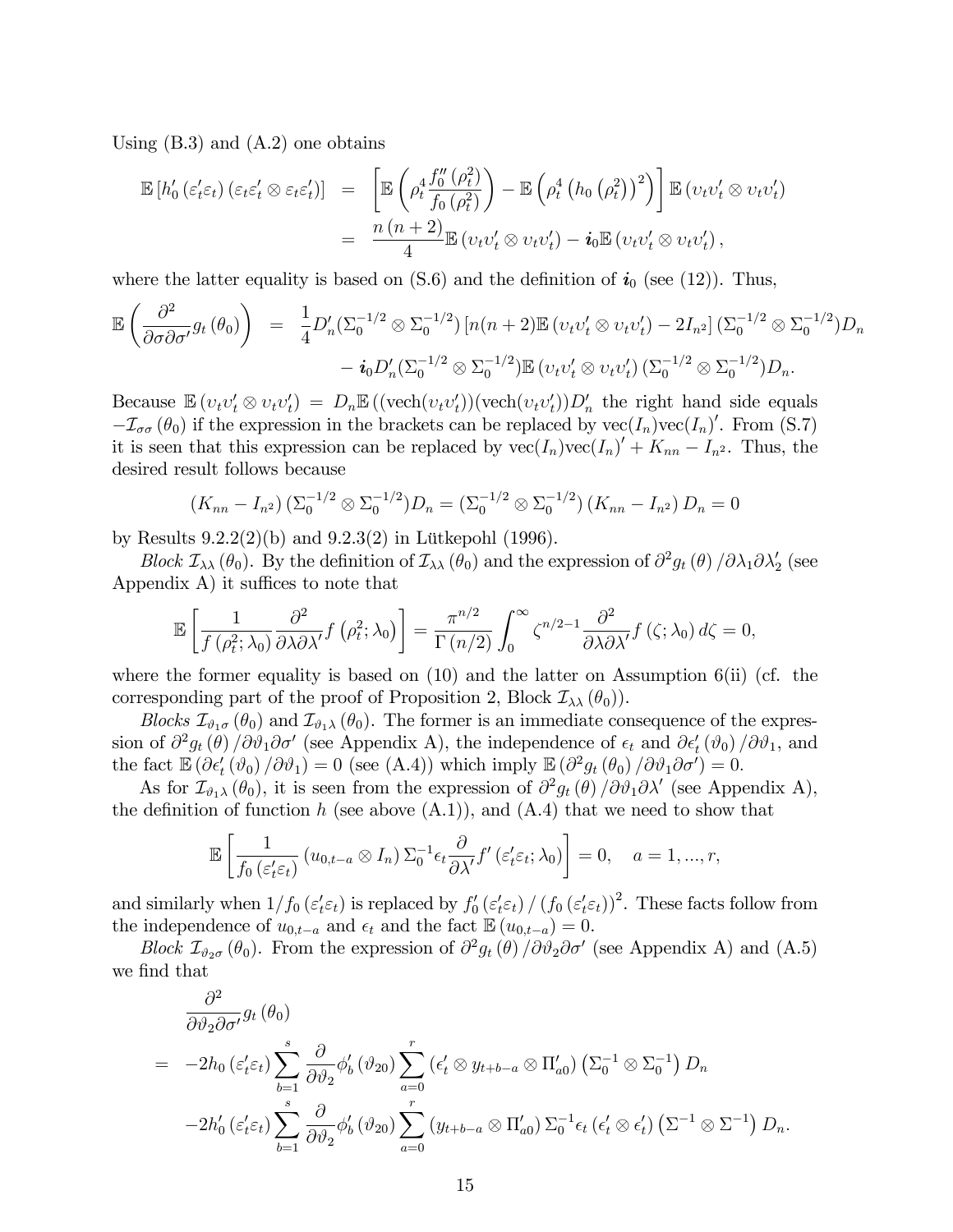Using (B.3) and (A.2) one obtains

$$
\begin{aligned}
\mathbb{E}\left[h_0'\left(\varepsilon_t'\varepsilon_t\right)\left(\varepsilon_t\varepsilon_t'\otimes\varepsilon_t\varepsilon_t'\right)\right] &= \left[\mathbb{E}\left(\rho_t^4\frac{f_0''\left(\rho_t^2\right)}{f_0\left(\rho_t^2\right)}\right)-\mathbb{E}\left(\rho_t^4\left(h_0\left(\rho_t^2\right)\right)^2\right)\right]\mathbb{E}\left(\upsilon_t\upsilon_t'\otimes\upsilon_t\upsilon_t'\right)\\
&= \frac{n\left(n+2\right)}{4}\mathbb{E}\left(\upsilon_t\upsilon_t'\otimes\upsilon_t\upsilon_t'\right)-\boldsymbol{i}_0\mathbb{E}\left(\upsilon_t\upsilon_t'\otimes\upsilon_t\upsilon_t'\right),
\end{aligned}
$$

where the latter equality is based on (S.6) and the definition of $\boldsymbol{i}_0$ (see (12)). Thus,

$$
\begin{aligned}
\mathbb{E}\left(\frac{\partial^2}{\partial\sigma\partial\sigma'}g_t\left(\theta_0\right)\right) &= \frac{1}{4}D_n'(\Sigma_0^{-1/2}\otimes\Sigma_0^{-1/2})\left[n(n+2)\mathbb{E}\left(\upsilon_t\upsilon_t'\otimes\upsilon_t\upsilon_t'\right)-2I_{n^2}\right](\Sigma_0^{-1/2}\otimes\Sigma_0^{-1/2})D_n\\
&\quad -\boldsymbol{i}_0D_n'(\Sigma_0^{-1/2}\otimes\Sigma_0^{-1/2})\mathbb{E}\left(\upsilon_t\upsilon_t'\otimes\upsilon_t\upsilon_t'\right)(\Sigma_0^{-1/2}\otimes\Sigma_0^{-1/2})D_n.
\end{aligned}
$$

Because $\mathbb{E}\left(\upsilon_t\upsilon_t'\otimes\upsilon_t\upsilon_t'\right) = D_n\mathbb{E}\left((\text{vech}(\upsilon_t\upsilon_t'))(\text{vech}(\upsilon_t\upsilon_t'))D_n'\right.$ the right hand side equals $-\mathcal{I}_{\sigma\sigma}\left(\theta_0\right)$ if the expression in the brackets can be replaced by $\text{vec}(I_n)\text{vec}(I_n)'$. From (S.7) it is seen that this expression can be replaced by $\text{vec}(I_n)\text{vec}(I_n)'+K_{nn}-I_{n^2}$. Thus, the desired result follows because

$$
\left(K_{nn}-I_{n^2}\right)(\Sigma_0^{-1/2}\otimes\Sigma_0^{-1/2})D_n = (\Sigma_0^{-1/2}\otimes\Sigma_0^{-1/2})\left(K_{nn}-I_{n^2}\right)D_n = 0
$$

by Results 9.2.2(2)(b) and 9.2.3(2) in Lütkepohl (1996).

*Block* $\mathcal{I}_{\lambda\lambda}\left(\theta_0\right)$. By the definition of $\mathcal{I}_{\lambda\lambda}\left(\theta_0\right)$ and the expression of $\partial^2 g_t\left(\theta\right)/\partial\lambda_1\partial\lambda_2'$ (see Appendix A) it suffices to note that

$$
\mathbb{E}\left[\frac{1}{f\left(\rho_t^2;\lambda_0\right)}\frac{\partial^2}{\partial\lambda\partial\lambda'}f\left(\rho_t^2;\lambda_0\right)\right] = \frac{\pi^{n/2}}{\Gamma\left(n/2\right)}\int_0^\infty\zeta^{n/2-1}\frac{\partial^2}{\partial\lambda\partial\lambda'}f\left(\zeta;\lambda_0\right)d\zeta = 0,
$$

where the former equality is based on (10) and the latter on Assumption 6(ii) (cf. the corresponding part of the proof of Proposition 2, Block $\mathcal{I}_{\lambda\lambda}\left(\theta_0\right)$).

*Blocks* $\mathcal{I}_{\vartheta_1\sigma}\left(\theta_0\right)$ *and* $\mathcal{I}_{\vartheta_1\lambda}\left(\theta_0\right)$. The former is an immediate consequence of the expression of $\partial^2 g_t\left(\theta\right)/\partial\vartheta_1\partial\sigma'$ (see Appendix A), the independence of $\epsilon_t$ and $\partial\epsilon_t'\left(\vartheta_0\right)/\partial\vartheta_1$, and the fact $\mathbb{E}\left(\partial\epsilon_t'\left(\vartheta_0\right)/\partial\vartheta_1\right)=0$ (see (A.4)) which imply $\mathbb{E}\left(\partial^2 g_t\left(\theta_0\right)/\partial\vartheta_1\partial\sigma'\right)=0$.

As for $\mathcal{I}_{\vartheta_1\lambda}\left(\theta_0\right)$, it is seen from the expression of $\partial^2 g_t\left(\theta\right)/\partial\vartheta_1\partial\lambda'$ (see Appendix A), the definition of function $h$ (see above (A.1)), and (A.4) that we need to show that

$$
\mathbb{E}\left[\frac{1}{f_0\left(\varepsilon_t'\varepsilon_t\right)}\left(u_{0,t-a}\otimes I_n\right)\Sigma_0^{-1}\epsilon_t\frac{\partial}{\partial\lambda'}f'\left(\varepsilon_t'\varepsilon_t;\lambda_0\right)\right]=0,\quad a=1,...,r,
$$

and similarly when $1/f_0\left(\varepsilon_t'\varepsilon_t\right)$ is replaced by $f_0'\left(\varepsilon_t'\varepsilon_t\right)/\left(f_0\left(\varepsilon_t'\varepsilon_t\right)\right)^2$. These facts follow from the independence of $u_{0,t-a}$ and $\epsilon_t$ and the fact $\mathbb{E}\left(u_{0,t-a}\right)=0$.

*Block* $\mathcal{I}_{\vartheta_2\sigma}\left(\theta_0\right)$. From the expression of $\partial^2 g_t\left(\theta\right)/\partial\vartheta_2\partial\sigma'$ (see Appendix A) and (A.5) we find that

$$
\begin{aligned}
&\frac{\partial^2}{\partial\vartheta_2\partial\sigma'}g_t\left(\theta_0\right)\\
&= -2h_0\left(\varepsilon_t'\varepsilon_t\right)\sum_{b=1}^{s}\frac{\partial}{\partial\vartheta_2}\phi_b'\left(\vartheta_{20}\right)\sum_{a=0}^{r}\left(\epsilon_t'\otimes y_{t+b-a}\otimes\Pi_{a0}'\right)\left(\Sigma_0^{-1}\otimes\Sigma_0^{-1}\right)D_n\\
&\quad -2h_0'\left(\varepsilon_t'\varepsilon_t\right)\sum_{b=1}^{s}\frac{\partial}{\partial\vartheta_2}\phi_b'\left(\vartheta_{20}\right)\sum_{a=0}^{r}\left(y_{t+b-a}\otimes\Pi_{a0}'\right)\Sigma_0^{-1}\epsilon_t\left(\epsilon_t'\otimes\epsilon_t'\right)\left(\Sigma^{-1}\otimes\Sigma^{-1}\right)D_n.
\end{aligned}
$$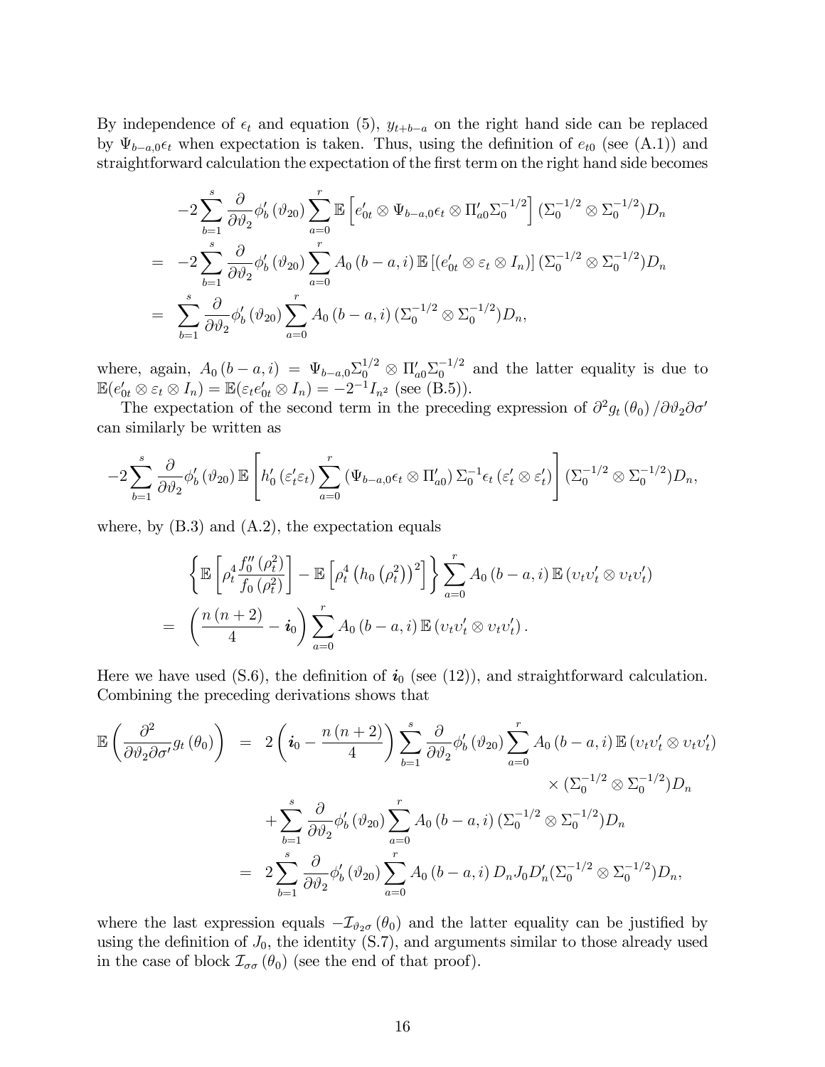By independence of $\epsilon_t$ and equation (5), $y_{t+b-a}$ on the right hand side can be replaced by $\Psi_{b-a,0}\epsilon_t$ when expectation is taken. Thus, using the definition of $e_{t0}$ (see (A.1)) and straightforward calculation the expectation of the first term on the right hand side becomes

$$
\begin{aligned}
&-2\sum_{b=1}^{s}\frac{\partial}{\partial\vartheta_2}\phi_b'(\vartheta_{20})\sum_{a=0}^{r}\mathbb{E}\left[e_{0t}'\otimes\Psi_{b-a,0}\epsilon_t\otimes\Pi_{a0}'\Sigma_0^{-1/2}\right](\Sigma_0^{-1/2}\otimes\Sigma_0^{-1/2})D_n \\
=&\ -2\sum_{b=1}^{s}\frac{\partial}{\partial\vartheta_2}\phi_b'(\vartheta_{20})\sum_{a=0}^{r}A_0(b-a,i)\,\mathbb{E}\left[(e_{0t}'\otimes\varepsilon_t\otimes I_n)\right](\Sigma_0^{-1/2}\otimes\Sigma_0^{-1/2})D_n \\
=&\ \sum_{b=1}^{s}\frac{\partial}{\partial\vartheta_2}\phi_b'(\vartheta_{20})\sum_{a=0}^{r}A_0(b-a,i)\,(\Sigma_0^{-1/2}\otimes\Sigma_0^{-1/2})D_n,
\end{aligned}
$$

where, again, $A_0(b-a,i)=\Psi_{b-a,0}\Sigma_0^{1/2}\otimes\Pi_{a0}'\Sigma_0^{-1/2}$ and the latter equality is due to $\mathbb{E}(e_{0t}'\otimes\varepsilon_t\otimes I_n)=\mathbb{E}(\varepsilon_t e_{0t}'\otimes I_n)=-2^{-1}I_{n^2}$ (see (B.5)).

The expectation of the second term in the preceding expression of $\partial^2 g_t(\theta_0)/\partial\vartheta_2\partial\sigma'$ can similarly be written as

$$
-2\sum_{b=1}^{s}\frac{\partial}{\partial\vartheta_2}\phi_b'(\vartheta_{20})\,\mathbb{E}\left[h_0'(\varepsilon_t'\varepsilon_t)\sum_{a=0}^{r}(\Psi_{b-a,0}\epsilon_t\otimes\Pi_{a0}')\,\Sigma_0^{-1}\epsilon_t(\varepsilon_t'\otimes\varepsilon_t')\right](\Sigma_0^{-1/2}\otimes\Sigma_0^{-1/2})D_n,
$$

where, by (B.3) and (A.2), the expectation equals

$$
\begin{aligned}
&\left\{\mathbb{E}\left[\rho_t^4\frac{f_0''(\rho_t^2)}{f_0(\rho_t^2)}\right]-\mathbb{E}\left[\rho_t^4\left(h_0(\rho_t^2)\right)^2\right]\right\}\sum_{a=0}^{r}A_0(b-a,i)\,\mathbb{E}(\upsilon_t\upsilon_t'\otimes\upsilon_t\upsilon_t') \\
=&\ \left(\frac{n(n+2)}{4}-\boldsymbol{i}_0\right)\sum_{a=0}^{r}A_0(b-a,i)\,\mathbb{E}(\upsilon_t\upsilon_t'\otimes\upsilon_t\upsilon_t').
\end{aligned}
$$

Here we have used (S.6), the definition of $\boldsymbol{i}_0$ (see (12)), and straightforward calculation. Combining the preceding derivations shows that

$$
\begin{aligned}
\mathbb{E}\left(\frac{\partial^2}{\partial\vartheta_2\partial\sigma'}g_t(\theta_0)\right) =&\ 2\left(\boldsymbol{i}_0-\frac{n(n+2)}{4}\right)\sum_{b=1}^{s}\frac{\partial}{\partial\vartheta_2}\phi_b'(\vartheta_{20})\sum_{a=0}^{r}A_0(b-a,i)\,\mathbb{E}(\upsilon_t\upsilon_t'\otimes\upsilon_t\upsilon_t') \\
&\times(\Sigma_0^{-1/2}\otimes\Sigma_0^{-1/2})D_n \\
&+\sum_{b=1}^{s}\frac{\partial}{\partial\vartheta_2}\phi_b'(\vartheta_{20})\sum_{a=0}^{r}A_0(b-a,i)\,(\Sigma_0^{-1/2}\otimes\Sigma_0^{-1/2})D_n \\
=&\ 2\sum_{b=1}^{s}\frac{\partial}{\partial\vartheta_2}\phi_b'(\vartheta_{20})\sum_{a=0}^{r}A_0(b-a,i)\,D_nJ_0D_n'(\Sigma_0^{-1/2}\otimes\Sigma_0^{-1/2})D_n,
\end{aligned}
$$

where the last expression equals $-\mathcal{I}_{\vartheta_2\sigma}(\theta_0)$ and the latter equality can be justified by using the definition of $J_0$, the identity (S.7), and arguments similar to those already used in the case of block $\mathcal{I}_{\sigma\sigma}(\theta_0)$ (see the end of that proof).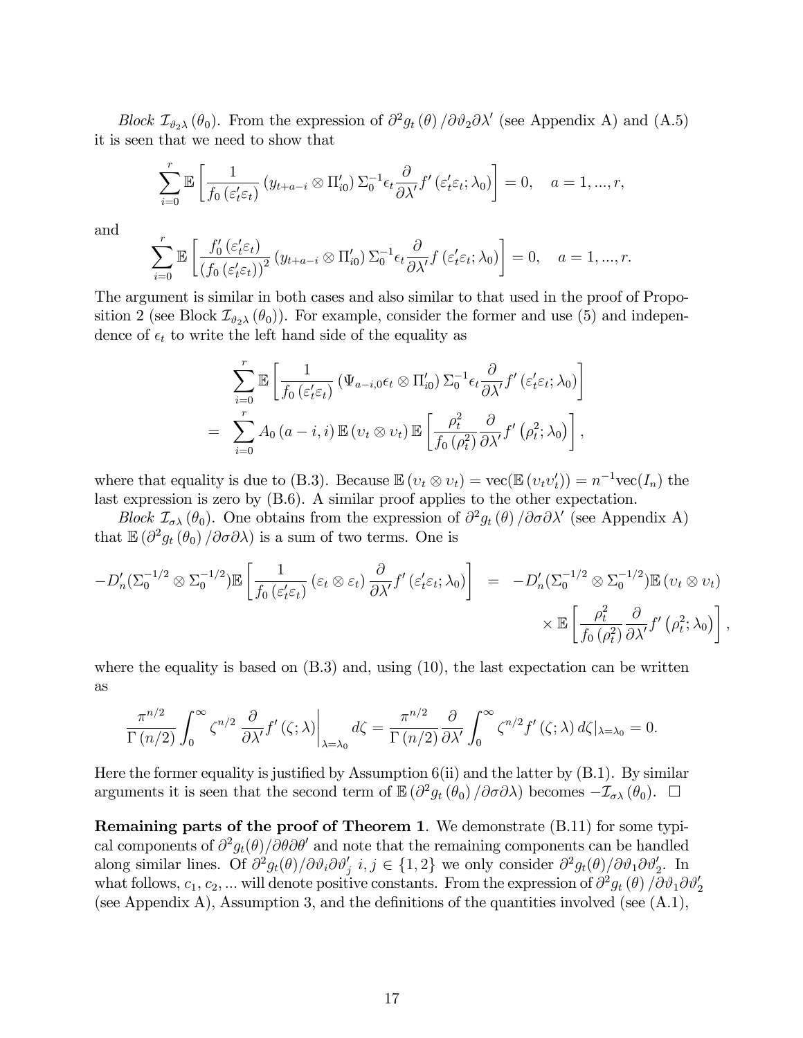*Block* $\mathcal{I}_{\vartheta_2\lambda}(\theta_0)$. From the expression of $\partial^2 g_t(\theta)/\partial\vartheta_2\partial\lambda'$ (see Appendix A) and (A.5) it is seen that we need to show that

$$\sum_{i=0}^{r}\mathbb{E}\left[\frac{1}{f_0(\varepsilon_t'\varepsilon_t)}\left(y_{t+a-i}\otimes\Pi_{i0}'\right)\Sigma_0^{-1}\epsilon_t\frac{\partial}{\partial\lambda'}f'(\varepsilon_t'\varepsilon_t;\lambda_0)\right]=0,\quad a=1,...,r,$$

and

$$\sum_{i=0}^{r}\mathbb{E}\left[\frac{f_0'(\varepsilon_t'\varepsilon_t)}{(f_0(\varepsilon_t'\varepsilon_t))^2}\left(y_{t+a-i}\otimes\Pi_{i0}'\right)\Sigma_0^{-1}\epsilon_t\frac{\partial}{\partial\lambda'}f(\varepsilon_t'\varepsilon_t;\lambda_0)\right]=0,\quad a=1,...,r.$$

The argument is similar in both cases and also similar to that used in the proof of Proposition 2 (see Block $\mathcal{I}_{\vartheta_2\lambda}(\theta_0)$). For example, consider the former and use (5) and independence of $\epsilon_t$ to write the left hand side of the equality as

$$\begin{aligned}
&\sum_{i=0}^{r}\mathbb{E}\left[\frac{1}{f_0(\varepsilon_t'\varepsilon_t)}\left(\Psi_{a-i,0}\epsilon_t\otimes\Pi_{i0}'\right)\Sigma_0^{-1}\epsilon_t\frac{\partial}{\partial\lambda'}f'(\varepsilon_t'\varepsilon_t;\lambda_0)\right]\\
=&\sum_{i=0}^{r}A_0(a-i,i)\,\mathbb{E}(\upsilon_t\otimes\upsilon_t)\,\mathbb{E}\left[\frac{\rho_t^2}{f_0(\rho_t^2)}\frac{\partial}{\partial\lambda'}f'(\rho_t^2;\lambda_0)\right],
\end{aligned}$$

where that equality is due to (B.3). Because $\mathbb{E}(\upsilon_t\otimes\upsilon_t)=\mathrm{vec}(\mathbb{E}(\upsilon_t\upsilon_t'))=n^{-1}\mathrm{vec}(I_n)$ the last expression is zero by (B.6). A similar proof applies to the other expectation.

*Block* $\mathcal{I}_{\sigma\lambda}(\theta_0)$. One obtains from the expression of $\partial^2 g_t(\theta)/\partial\sigma\partial\lambda'$ (see Appendix A) that $\mathbb{E}(\partial^2 g_t(\theta_0)/\partial\sigma\partial\lambda)$ is a sum of two terms. One is

$$\begin{aligned}
-D_n'(\Sigma_0^{-1/2}\otimes\Sigma_0^{-1/2})\mathbb{E}\left[\frac{1}{f_0(\varepsilon_t'\varepsilon_t)}(\varepsilon_t\otimes\varepsilon_t)\frac{\partial}{\partial\lambda'}f'(\varepsilon_t'\varepsilon_t;\lambda_0)\right]&=-D_n'(\Sigma_0^{-1/2}\otimes\Sigma_0^{-1/2})\mathbb{E}(\upsilon_t\otimes\upsilon_t)\\
&\quad\times\mathbb{E}\left[\frac{\rho_t^2}{f_0(\rho_t^2)}\frac{\partial}{\partial\lambda'}f'(\rho_t^2;\lambda_0)\right],
\end{aligned}$$

where the equality is based on (B.3) and, using (10), the last expectation can be written as

$$\frac{\pi^{n/2}}{\Gamma(n/2)}\int_0^\infty\zeta^{n/2}\left.\frac{\partial}{\partial\lambda'}f'(\zeta;\lambda)\right|_{\lambda=\lambda_0}d\zeta=\frac{\pi^{n/2}}{\Gamma(n/2)}\frac{\partial}{\partial\lambda'}\int_0^\infty\zeta^{n/2}f'(\zeta;\lambda)\,d\zeta|_{\lambda=\lambda_0}=0.$$

Here the former equality is justified by Assumption 6(ii) and the latter by (B.1). By similar arguments it is seen that the second term of $\mathbb{E}(\partial^2 g_t(\theta_0)/\partial\sigma\partial\lambda)$ becomes $-\mathcal{I}_{\sigma\lambda}(\theta_0)$. $\square$

**Remaining parts of the proof of Theorem 1**. We demonstrate (B.11) for some typical components of $\partial^2 g_t(\theta)/\partial\theta\partial\theta'$ and note that the remaining components can be handled along similar lines. Of $\partial^2 g_t(\theta)/\partial\vartheta_i\partial\vartheta_j'$ $i,j\in\{1,2\}$ we only consider $\partial^2 g_t(\theta)/\partial\vartheta_1\partial\vartheta_2'$. In what follows, $c_1,c_2,...$ will denote positive constants. From the expression of $\partial^2 g_t(\theta)/\partial\vartheta_1\partial\vartheta_2'$ (see Appendix A), Assumption 3, and the definitions of the quantities involved (see (A.1),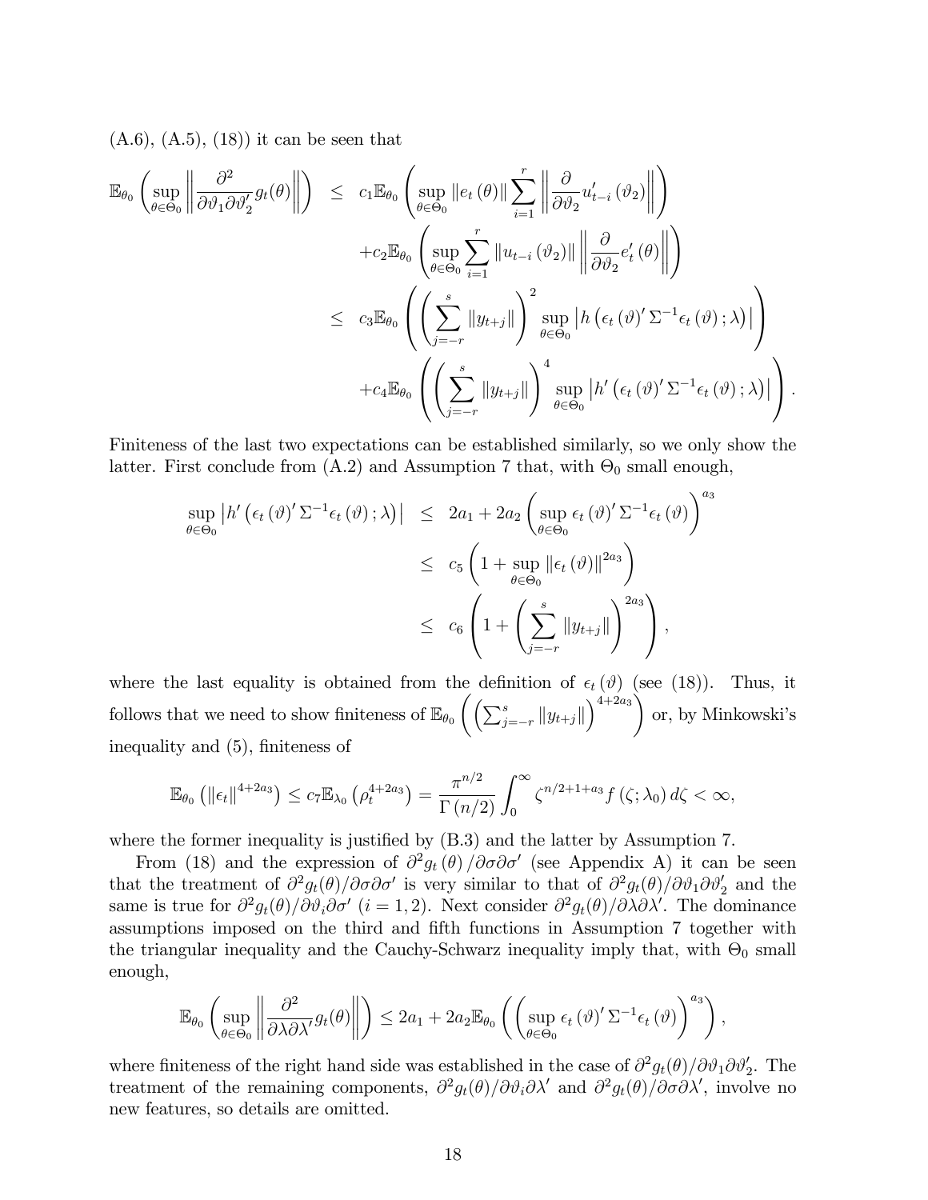(A.6), (A.5), (18)) it can be seen that

$$
\begin{aligned}
\mathbb{E}_{\theta_0}\left(\sup_{\theta\in\Theta_0}\left\|\frac{\partial^2}{\partial\vartheta_1\partial\vartheta_2'}g_t(\theta)\right\|\right) &\leq c_1\mathbb{E}_{\theta_0}\left(\sup_{\theta\in\Theta_0}\|e_t(\theta)\|\sum_{i=1}^{r}\left\|\frac{\partial}{\partial\vartheta_2}u_{t-i}'(\vartheta_2)\right\|\right) \\
&\quad + c_2\mathbb{E}_{\theta_0}\left(\sup_{\theta\in\Theta_0}\sum_{i=1}^{r}\|u_{t-i}(\vartheta_2)\|\left\|\frac{\partial}{\partial\vartheta_2}e_t'(\theta)\right\|\right) \\
&\leq c_3\mathbb{E}_{\theta_0}\left(\left(\sum_{j=-r}^{s}\|y_{t+j}\|\right)^2\sup_{\theta\in\Theta_0}\left|h\left(\epsilon_t(\vartheta)'\Sigma^{-1}\epsilon_t(\vartheta);\lambda\right)\right|\right) \\
&\quad + c_4\mathbb{E}_{\theta_0}\left(\left(\sum_{j=-r}^{s}\|y_{t+j}\|\right)^4\sup_{\theta\in\Theta_0}\left|h'\left(\epsilon_t(\vartheta)'\Sigma^{-1}\epsilon_t(\vartheta);\lambda\right)\right|\right).
\end{aligned}
$$

Finiteness of the last two expectations can be established similarly, so we only show the latter. First conclude from (A.2) and Assumption 7 that, with $\Theta_0$ small enough,

$$
\begin{aligned}
\sup_{\theta\in\Theta_0}\left|h'\left(\epsilon_t(\vartheta)'\Sigma^{-1}\epsilon_t(\vartheta);\lambda\right)\right| &\leq 2a_1 + 2a_2\left(\sup_{\theta\in\Theta_0}\epsilon_t(\vartheta)'\Sigma^{-1}\epsilon_t(\vartheta)\right)^{a_3} \\
&\leq c_5\left(1+\sup_{\theta\in\Theta_0}\|\epsilon_t(\vartheta)\|^{2a_3}\right) \\
&\leq c_6\left(1+\left(\sum_{j=-r}^{s}\|y_{t+j}\|\right)^{2a_3}\right),
\end{aligned}
$$

where the last equality is obtained from the definition of $\epsilon_t(\vartheta)$ (see (18)). Thus, it follows that we need to show finiteness of $\mathbb{E}_{\theta_0}\left(\left(\sum_{j=-r}^{s}\|y_{t+j}\|\right)^{4+2a_3}\right)$ or, by Minkowski's inequality and (5), finiteness of

$$
\mathbb{E}_{\theta_0}\left(\|\epsilon_t\|^{4+2a_3}\right) \leq c_7\mathbb{E}_{\lambda_0}\left(\rho_t^{4+2a_3}\right) = \frac{\pi^{n/2}}{\Gamma(n/2)}\int_0^\infty \zeta^{n/2+1+a_3}f(\zeta;\lambda_0)\,d\zeta < \infty,
$$

where the former inequality is justified by (B.3) and the latter by Assumption 7.

From (18) and the expression of $\partial^2 g_t(\theta)/\partial\sigma\partial\sigma'$ (see Appendix A) it can be seen that the treatment of $\partial^2 g_t(\theta)/\partial\sigma\partial\sigma'$ is very similar to that of $\partial^2 g_t(\theta)/\partial\vartheta_1\partial\vartheta_2'$ and the same is true for $\partial^2 g_t(\theta)/\partial\vartheta_i\partial\sigma'$ $(i=1,2)$. Next consider $\partial^2 g_t(\theta)/\partial\lambda\partial\lambda'$. The dominance assumptions imposed on the third and fifth functions in Assumption 7 together with the triangular inequality and the Cauchy-Schwarz inequality imply that, with $\Theta_0$ small enough,

$$
\mathbb{E}_{\theta_0}\left(\sup_{\theta\in\Theta_0}\left\|\frac{\partial^2}{\partial\lambda\partial\lambda'}g_t(\theta)\right\|\right) \leq 2a_1 + 2a_2\mathbb{E}_{\theta_0}\left(\left(\sup_{\theta\in\Theta_0}\epsilon_t(\vartheta)'\Sigma^{-1}\epsilon_t(\vartheta)\right)^{a_3}\right),
$$

where finiteness of the right hand side was established in the case of $\partial^2 g_t(\theta)/\partial\vartheta_1\partial\vartheta_2'$. The treatment of the remaining components, $\partial^2 g_t(\theta)/\partial\vartheta_i\partial\lambda'$ and $\partial^2 g_t(\theta)/\partial\sigma\partial\lambda'$, involve no new features, so details are omitted.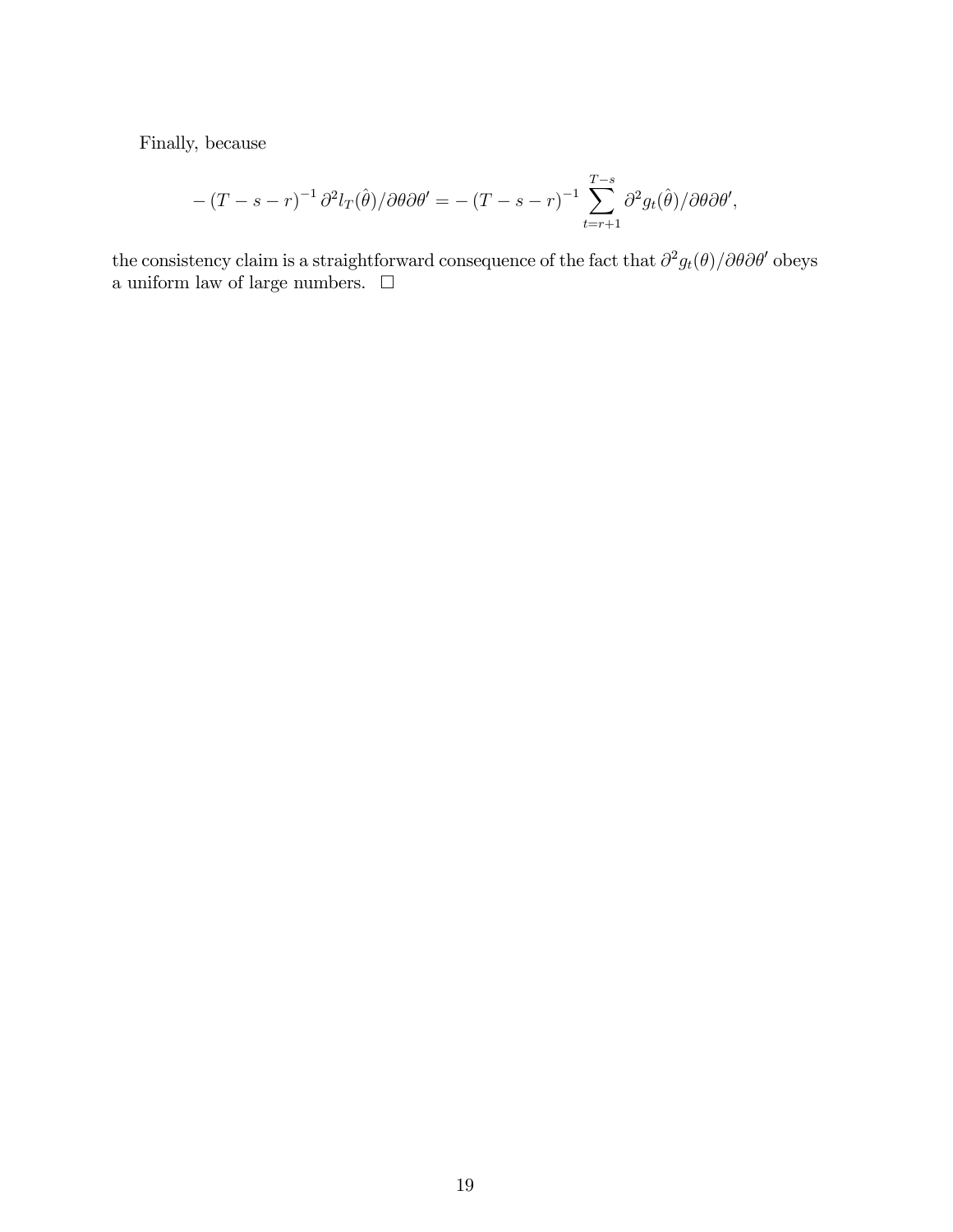Finally, because

$$-\left(T-s-r\right)^{-1}\partial^{2}l_{T}(\hat{\theta})/\partial\theta\partial\theta' = -\left(T-s-r\right)^{-1}\sum_{t=r+1}^{T-s}\partial^{2}g_{t}(\hat{\theta})/\partial\theta\partial\theta',$$

the consistency claim is a straightforward consequence of the fact that $\partial^{2}g_{t}(\theta)/\partial\theta\partial\theta'$ obeys a uniform law of large numbers. □